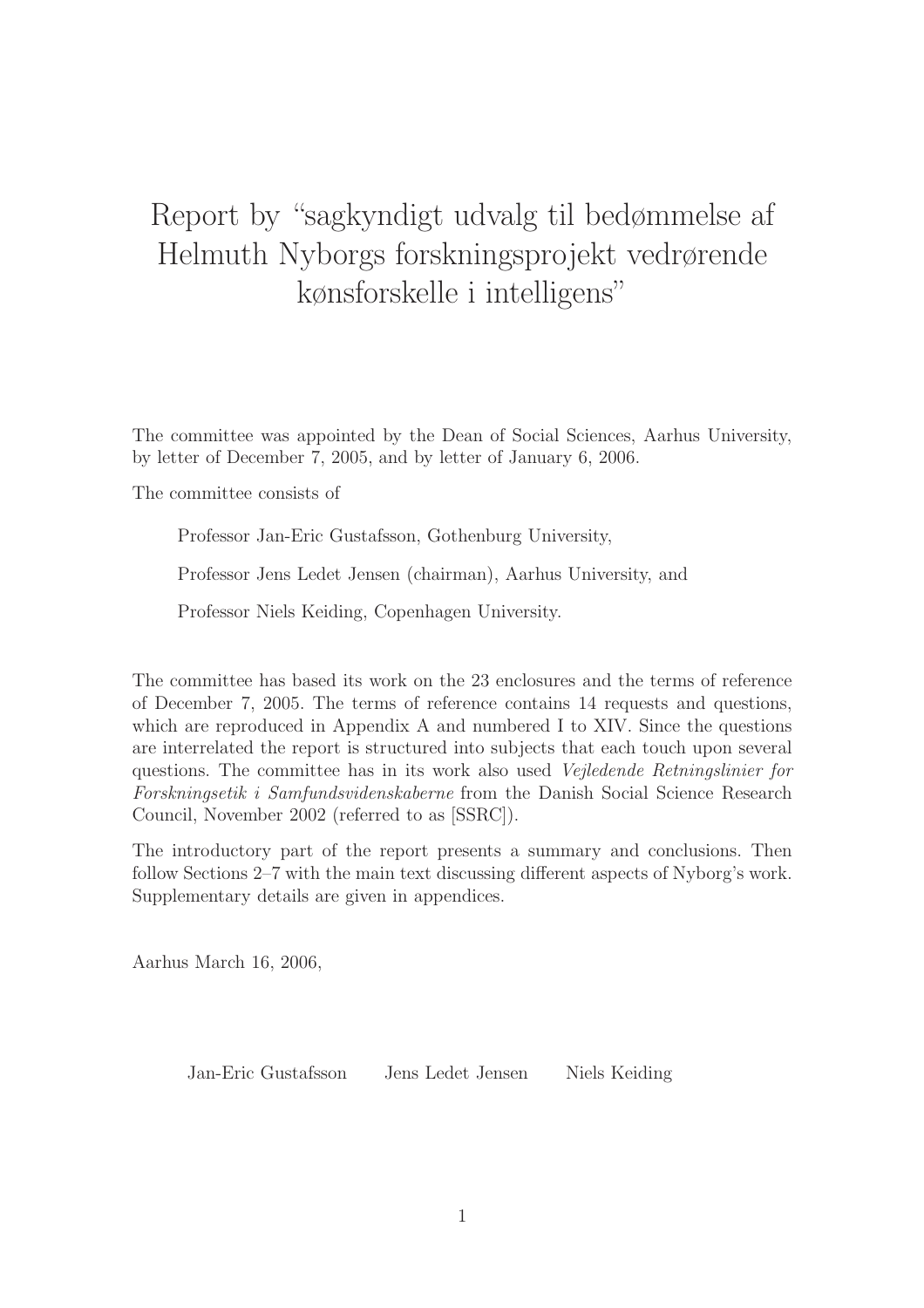# Report by "sagkyndigt udvalg til bedømmelse af Helmuth Nyborgs forskningsprojekt vedrørende kønsforskelle i intelligens"

The committee was appointed by the Dean of Social Sciences, Aarhus University, by letter of December 7, 2005, and by letter of January 6, 2006.

The committee consists of

> Professor Jan-Eric Gustafsson, Gothenburg University,
>
> Professor Jens Ledet Jensen (chairman), Aarhus University, and
>
> Professor Niels Keiding, Copenhagen University.

The committee has based its work on the 23 enclosures and the terms of reference of December 7, 2005. The terms of reference contains 14 requests and questions, which are reproduced in Appendix A and numbered I to XIV. Since the questions are interrelated the report is structured into subjects that each touch upon several questions. The committee has in its work also used *Vejledende Retningslinier for Forskningsetik i Samfundsvidenskaberne* from the Danish Social Science Research Council, November 2002 (referred to as [SSRC]).

The introductory part of the report presents a summary and conclusions. Then follow Sections 2–7 with the main text discussing different aspects of Nyborg's work. Supplementary details are given in appendices.

Aarhus March 16, 2006,

Jan-Eric Gustafsson    Jens Ledet Jensen    Niels Keiding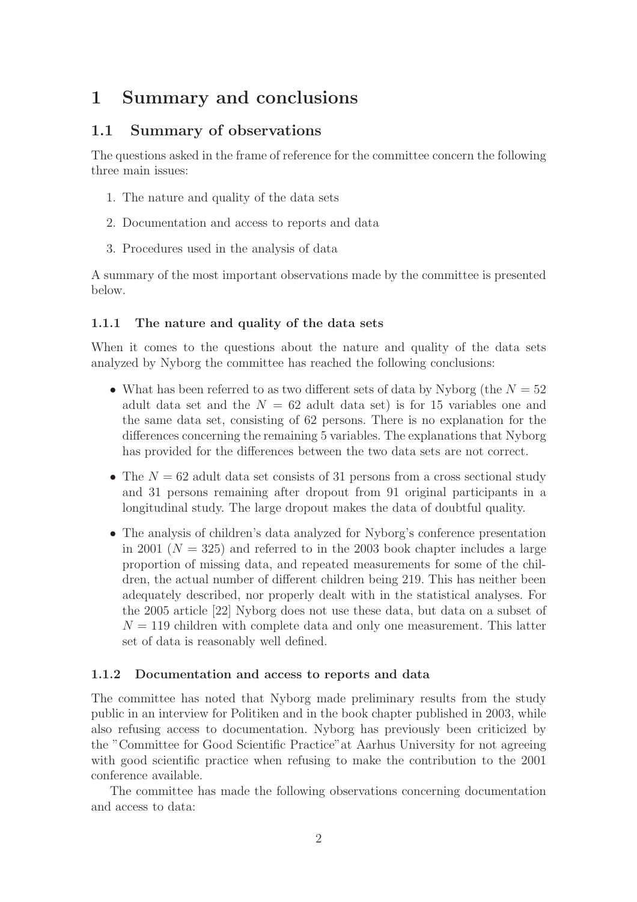# 1 Summary and conclusions

## 1.1 Summary of observations

The questions asked in the frame of reference for the committee concern the following three main issues:

1. The nature and quality of the data sets
2. Documentation and access to reports and data
3. Procedures used in the analysis of data

A summary of the most important observations made by the committee is presented below.

### 1.1.1 The nature and quality of the data sets

When it comes to the questions about the nature and quality of the data sets analyzed by Nyborg the committee has reached the following conclusions:

- What has been referred to as two different sets of data by Nyborg (the $N = 52$ adult data set and the $N = 62$ adult data set) is for 15 variables one and the same data set, consisting of 62 persons. There is no explanation for the differences concerning the remaining 5 variables. The explanations that Nyborg has provided for the differences between the two data sets are not correct.
- The $N = 62$ adult data set consists of 31 persons from a cross sectional study and 31 persons remaining after dropout from 91 original participants in a longitudinal study. The large dropout makes the data of doubtful quality.
- The analysis of children's data analyzed for Nyborg's conference presentation in 2001 ($N = 325$) and referred to in the 2003 book chapter includes a large proportion of missing data, and repeated measurements for some of the children, the actual number of different children being 219. This has neither been adequately described, nor properly dealt with in the statistical analyses. For the 2005 article [22] Nyborg does not use these data, but data on a subset of $N = 119$ children with complete data and only one measurement. This latter set of data is reasonably well defined.

### 1.1.2 Documentation and access to reports and data

The committee has noted that Nyborg made preliminary results from the study public in an interview for Politiken and in the book chapter published in 2003, while also refusing access to documentation. Nyborg has previously been criticized by the "Committee for Good Scientific Practice" at Aarhus University for not agreeing with good scientific practice when refusing to make the contribution to the 2001 conference available.

The committee has made the following observations concerning documentation and access to data: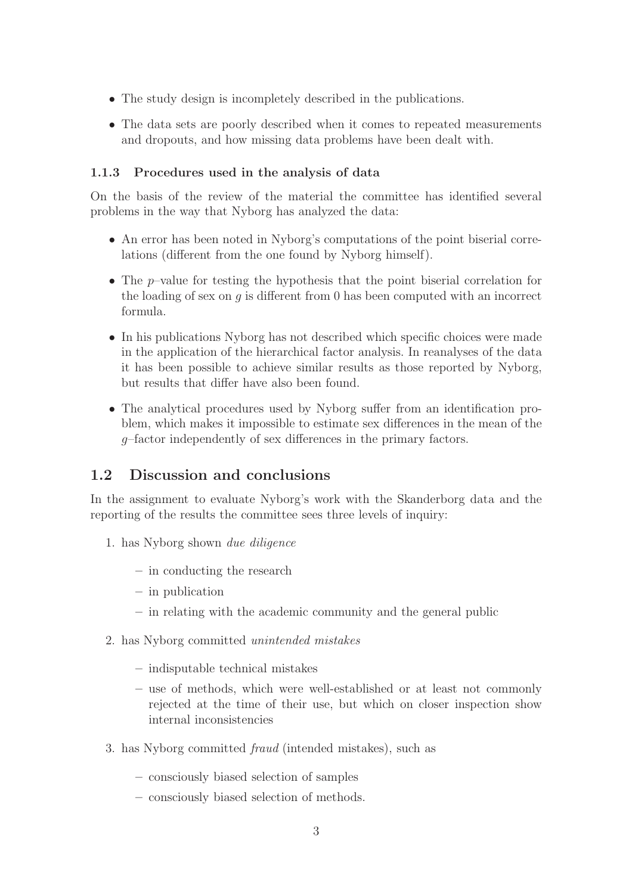- The study design is incompletely described in the publications.
- The data sets are poorly described when it comes to repeated measurements and dropouts, and how missing data problems have been dealt with.

### 1.1.3 Procedures used in the analysis of data

On the basis of the review of the material the committee has identified several problems in the way that Nyborg has analyzed the data:

- An error has been noted in Nyborg's computations of the point biserial correlations (different from the one found by Nyborg himself).
- The $p$–value for testing the hypothesis that the point biserial correlation for the loading of sex on $g$ is different from 0 has been computed with an incorrect formula.
- In his publications Nyborg has not described which specific choices were made in the application of the hierarchical factor analysis. In reanalyses of the data it has been possible to achieve similar results as those reported by Nyborg, but results that differ have also been found.
- The analytical procedures used by Nyborg suffer from an identification problem, which makes it impossible to estimate sex differences in the mean of the $g$–factor independently of sex differences in the primary factors.

## 1.2 Discussion and conclusions

In the assignment to evaluate Nyborg's work with the Skanderborg data and the reporting of the results the committee sees three levels of inquiry:

1. has Nyborg shown *due diligence*
   - in conducting the research
   - in publication
   - in relating with the academic community and the general public
2. has Nyborg committed *unintended mistakes*
   - indisputable technical mistakes
   - use of methods, which were well-established or at least not commonly rejected at the time of their use, but which on closer inspection show internal inconsistencies
3. has Nyborg committed *fraud* (intended mistakes), such as
   - consciously biased selection of samples
   - consciously biased selection of methods.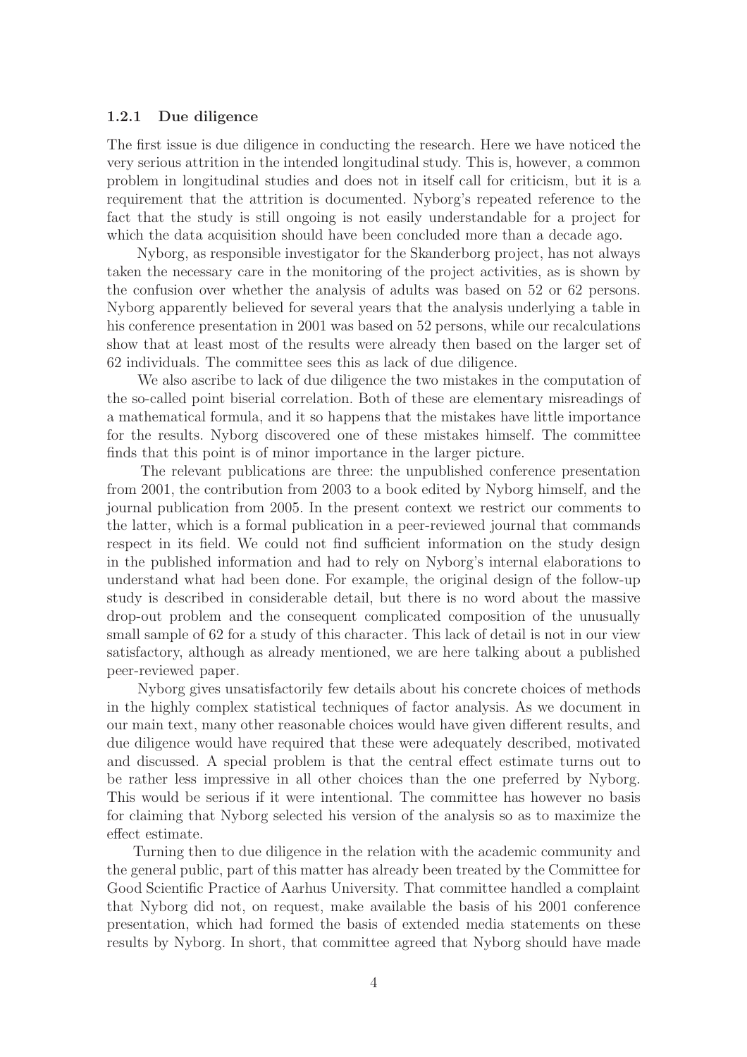### 1.2.1 Due diligence

The first issue is due diligence in conducting the research. Here we have noticed the very serious attrition in the intended longitudinal study. This is, however, a common problem in longitudinal studies and does not in itself call for criticism, but it is a requirement that the attrition is documented. Nyborg's repeated reference to the fact that the study is still ongoing is not easily understandable for a project for which the data acquisition should have been concluded more than a decade ago.

Nyborg, as responsible investigator for the Skanderborg project, has not always taken the necessary care in the monitoring of the project activities, as is shown by the confusion over whether the analysis of adults was based on 52 or 62 persons. Nyborg apparently believed for several years that the analysis underlying a table in his conference presentation in 2001 was based on 52 persons, while our recalculations show that at least most of the results were already then based on the larger set of 62 individuals. The committee sees this as lack of due diligence.

We also ascribe to lack of due diligence the two mistakes in the computation of the so-called point biserial correlation. Both of these are elementary misreadings of a mathematical formula, and it so happens that the mistakes have little importance for the results. Nyborg discovered one of these mistakes himself. The committee finds that this point is of minor importance in the larger picture.

The relevant publications are three: the unpublished conference presentation from 2001, the contribution from 2003 to a book edited by Nyborg himself, and the journal publication from 2005. In the present context we restrict our comments to the latter, which is a formal publication in a peer-reviewed journal that commands respect in its field. We could not find sufficient information on the study design in the published information and had to rely on Nyborg's internal elaborations to understand what had been done. For example, the original design of the follow-up study is described in considerable detail, but there is no word about the massive drop-out problem and the consequent complicated composition of the unusually small sample of 62 for a study of this character. This lack of detail is not in our view satisfactory, although as already mentioned, we are here talking about a published peer-reviewed paper.

Nyborg gives unsatisfactorily few details about his concrete choices of methods in the highly complex statistical techniques of factor analysis. As we document in our main text, many other reasonable choices would have given different results, and due diligence would have required that these were adequately described, motivated and discussed. A special problem is that the central effect estimate turns out to be rather less impressive in all other choices than the one preferred by Nyborg. This would be serious if it were intentional. The committee has however no basis for claiming that Nyborg selected his version of the analysis so as to maximize the effect estimate.

Turning then to due diligence in the relation with the academic community and the general public, part of this matter has already been treated by the Committee for Good Scientific Practice of Aarhus University. That committee handled a complaint that Nyborg did not, on request, make available the basis of his 2001 conference presentation, which had formed the basis of extended media statements on these results by Nyborg. In short, that committee agreed that Nyborg should have made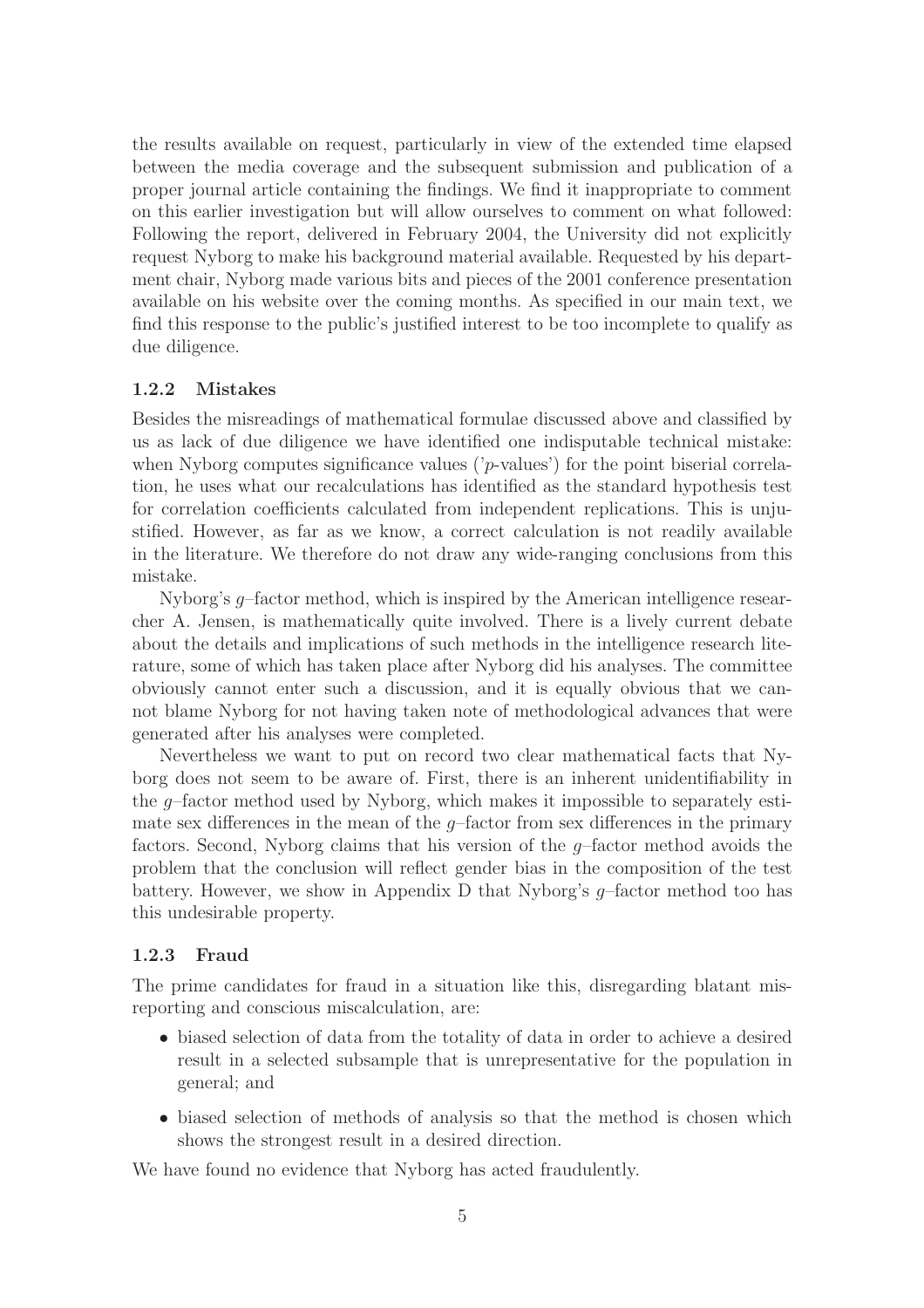the results available on request, particularly in view of the extended time elapsed between the media coverage and the subsequent submission and publication of a proper journal article containing the findings. We find it inappropriate to comment on this earlier investigation but will allow ourselves to comment on what followed: Following the report, delivered in February 2004, the University did not explicitly request Nyborg to make his background material available. Requested by his department chair, Nyborg made various bits and pieces of the 2001 conference presentation available on his website over the coming months. As specified in our main text, we find this response to the public's justified interest to be too incomplete to qualify as due diligence.

### 1.2.2 Mistakes

Besides the misreadings of mathematical formulae discussed above and classified by us as lack of due diligence we have identified one indisputable technical mistake: when Nyborg computes significance values ('$p$-values') for the point biserial correlation, he uses what our recalculations has identified as the standard hypothesis test for correlation coefficients calculated from independent replications. This is unjustified. However, as far as we know, a correct calculation is not readily available in the literature. We therefore do not draw any wide-ranging conclusions from this mistake.

Nyborg's $g$–factor method, which is inspired by the American intelligence researcher A. Jensen, is mathematically quite involved. There is a lively current debate about the details and implications of such methods in the intelligence research literature, some of which has taken place after Nyborg did his analyses. The committee obviously cannot enter such a discussion, and it is equally obvious that we cannot blame Nyborg for not having taken note of methodological advances that were generated after his analyses were completed.

Nevertheless we want to put on record two clear mathematical facts that Nyborg does not seem to be aware of. First, there is an inherent unidentifiability in the $g$–factor method used by Nyborg, which makes it impossible to separately estimate sex differences in the mean of the $g$–factor from sex differences in the primary factors. Second, Nyborg claims that his version of the $g$–factor method avoids the problem that the conclusion will reflect gender bias in the composition of the test battery. However, we show in Appendix D that Nyborg's $g$–factor method too has this undesirable property.

### 1.2.3 Fraud

The prime candidates for fraud in a situation like this, disregarding blatant misreporting and conscious miscalculation, are:

- biased selection of data from the totality of data in order to achieve a desired result in a selected subsample that is unrepresentative for the population in general; and
- biased selection of methods of analysis so that the method is chosen which shows the strongest result in a desired direction.

We have found no evidence that Nyborg has acted fraudulently.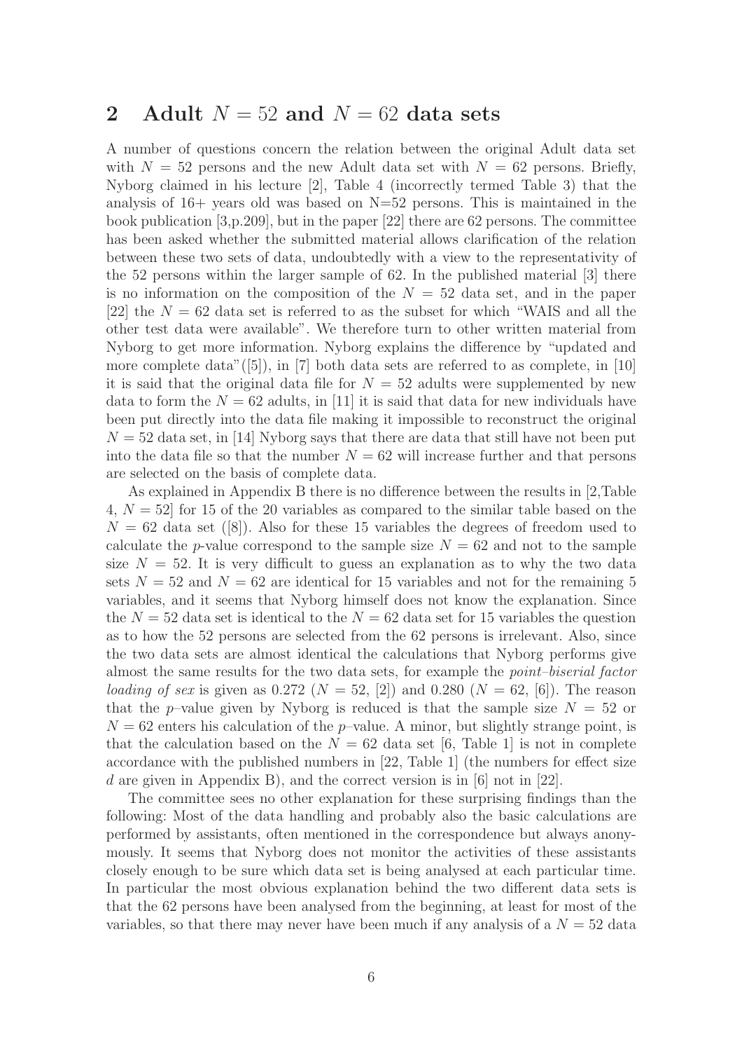## 2 Adult $N = 52$ and $N = 62$ data sets

A number of questions concern the relation between the original Adult data set with $N = 52$ persons and the new Adult data set with $N = 62$ persons. Briefly, Nyborg claimed in his lecture [2], Table 4 (incorrectly termed Table 3) that the analysis of 16+ years old was based on N=52 persons. This is maintained in the book publication [3,p.209], but in the paper [22] there are 62 persons. The committee has been asked whether the submitted material allows clarification of the relation between these two sets of data, undoubtedly with a view to the representativity of the 52 persons within the larger sample of 62. In the published material [3] there is no information on the composition of the $N = 52$ data set, and in the paper [22] the $N = 62$ data set is referred to as the subset for which "WAIS and all the other test data were available". We therefore turn to other written material from Nyborg to get more information. Nyborg explains the difference by "updated and more complete data"([5]), in [7] both data sets are referred to as complete, in [10] it is said that the original data file for $N = 52$ adults were supplemented by new data to form the $N = 62$ adults, in [11] it is said that data for new individuals have been put directly into the data file making it impossible to reconstruct the original $N = 52$ data set, in [14] Nyborg says that there are data that still have not been put into the data file so that the number $N = 62$ will increase further and that persons are selected on the basis of complete data.

As explained in Appendix B there is no difference between the results in [2,Table 4, $N = 52$] for 15 of the 20 variables as compared to the similar table based on the $N = 62$ data set ([8]). Also for these 15 variables the degrees of freedom used to calculate the $p$-value correspond to the sample size $N = 62$ and not to the sample size $N = 52$. It is very difficult to guess an explanation as to why the two data sets $N = 52$ and $N = 62$ are identical for 15 variables and not for the remaining 5 variables, and it seems that Nyborg himself does not know the explanation. Since the $N = 52$ data set is identical to the $N = 62$ data set for 15 variables the question as to how the 52 persons are selected from the 62 persons is irrelevant. Also, since the two data sets are almost identical the calculations that Nyborg performs give almost the same results for the two data sets, for example the *point–biserial factor loading of sex* is given as 0.272 ($N = 52$, [2]) and 0.280 ($N = 62$, [6]). The reason that the $p$–value given by Nyborg is reduced is that the sample size $N = 52$ or $N = 62$ enters his calculation of the $p$–value. A minor, but slightly strange point, is that the calculation based on the $N = 62$ data set [6, Table 1] is not in complete accordance with the published numbers in [22, Table 1] (the numbers for effect size $d$ are given in Appendix B), and the correct version is in [6] not in [22].

The committee sees no other explanation for these surprising findings than the following: Most of the data handling and probably also the basic calculations are performed by assistants, often mentioned in the correspondence but always anonymously. It seems that Nyborg does not monitor the activities of these assistants closely enough to be sure which data set is being analysed at each particular time. In particular the most obvious explanation behind the two different data sets is that the 62 persons have been analysed from the beginning, at least for most of the variables, so that there may never have been much if any analysis of a $N = 52$ data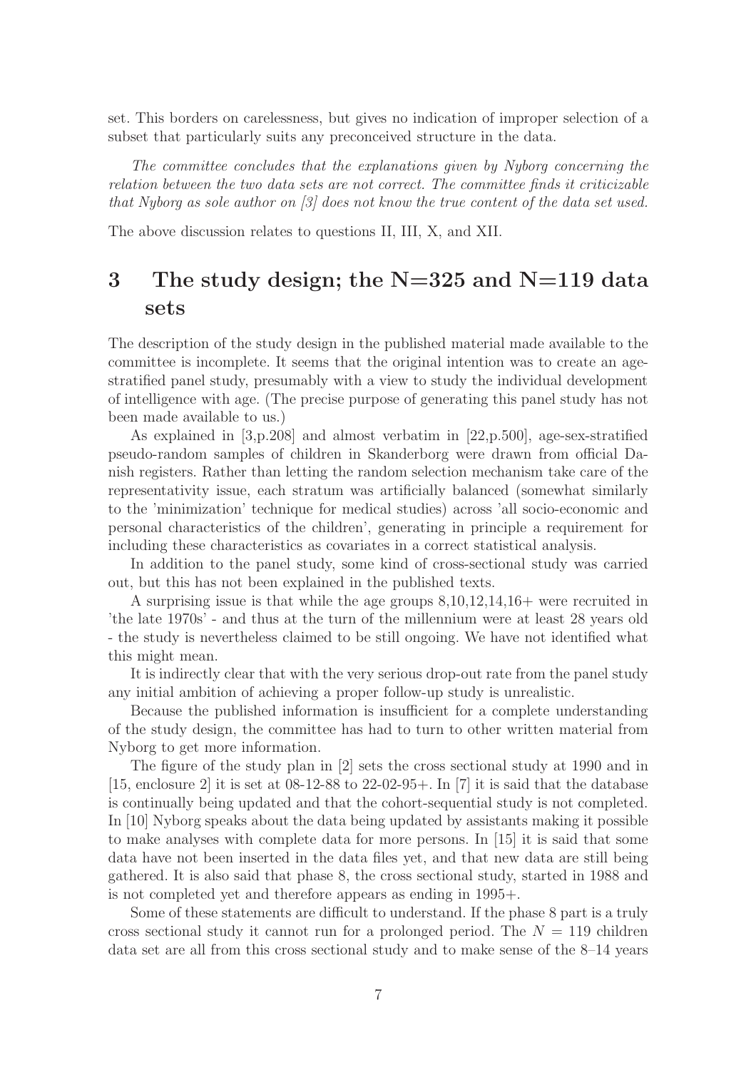set. This borders on carelessness, but gives no indication of improper selection of a subset that particularly suits any preconceived structure in the data.

*The committee concludes that the explanations given by Nyborg concerning the relation between the two data sets are not correct. The committee finds it criticizable that Nyborg as sole author on [3] does not know the true content of the data set used.*

The above discussion relates to questions II, III, X, and XII.

## 3 The study design; the N=325 and N=119 data sets

The description of the study design in the published material made available to the committee is incomplete. It seems that the original intention was to create an age-stratified panel study, presumably with a view to study the individual development of intelligence with age. (The precise purpose of generating this panel study has not been made available to us.)

As explained in [3,p.208] and almost verbatim in [22,p.500], age-sex-stratified pseudo-random samples of children in Skanderborg were drawn from official Danish registers. Rather than letting the random selection mechanism take care of the representativity issue, each stratum was artificially balanced (somewhat similarly to the 'minimization' technique for medical studies) across 'all socio-economic and personal characteristics of the children', generating in principle a requirement for including these characteristics as covariates in a correct statistical analysis.

In addition to the panel study, some kind of cross-sectional study was carried out, but this has not been explained in the published texts.

A surprising issue is that while the age groups 8,10,12,14,16+ were recruited in 'the late 1970s' - and thus at the turn of the millennium were at least 28 years old - the study is nevertheless claimed to be still ongoing. We have not identified what this might mean.

It is indirectly clear that with the very serious drop-out rate from the panel study any initial ambition of achieving a proper follow-up study is unrealistic.

Because the published information is insufficient for a complete understanding of the study design, the committee has had to turn to other written material from Nyborg to get more information.

The figure of the study plan in [2] sets the cross sectional study at 1990 and in [15, enclosure 2] it is set at 08-12-88 to 22-02-95+. In [7] it is said that the database is continually being updated and that the cohort-sequential study is not completed. In [10] Nyborg speaks about the data being updated by assistants making it possible to make analyses with complete data for more persons. In [15] it is said that some data have not been inserted in the data files yet, and that new data are still being gathered. It is also said that phase 8, the cross sectional study, started in 1988 and is not completed yet and therefore appears as ending in 1995+.

Some of these statements are difficult to understand. If the phase 8 part is a truly cross sectional study it cannot run for a prolonged period. The $N = 119$ children data set are all from this cross sectional study and to make sense of the 8–14 years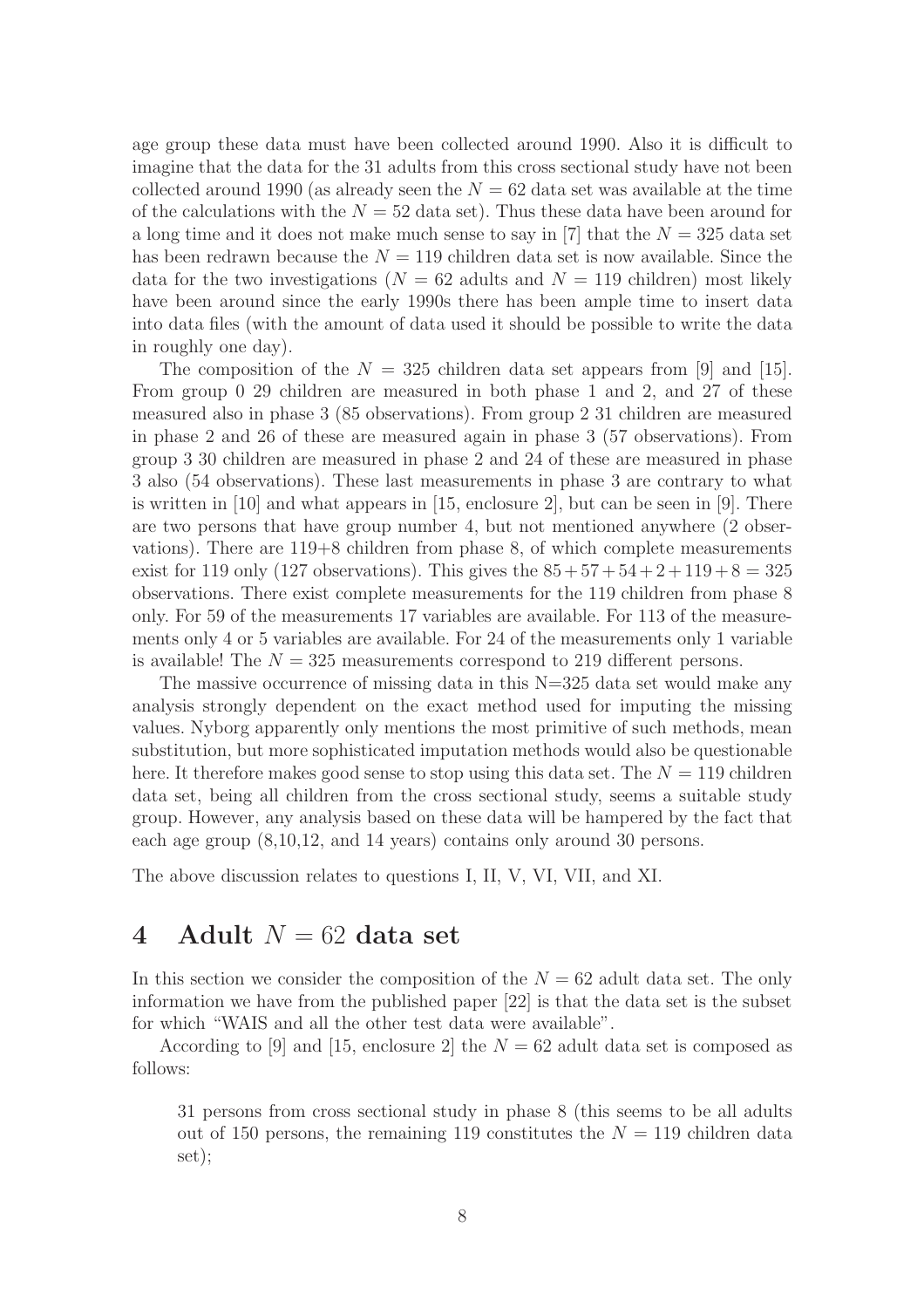age group these data must have been collected around 1990. Also it is difficult to imagine that the data for the 31 adults from this cross sectional study have not been collected around 1990 (as already seen the $N = 62$ data set was available at the time of the calculations with the $N = 52$ data set). Thus these data have been around for a long time and it does not make much sense to say in [7] that the $N = 325$ data set has been redrawn because the $N = 119$ children data set is now available. Since the data for the two investigations ($N = 62$ adults and $N = 119$ children) most likely have been around since the early 1990s there has been ample time to insert data into data files (with the amount of data used it should be possible to write the data in roughly one day).

The composition of the $N = 325$ children data set appears from [9] and [15]. From group 0 29 children are measured in both phase 1 and 2, and 27 of these measured also in phase 3 (85 observations). From group 2 31 children are measured in phase 2 and 26 of these are measured again in phase 3 (57 observations). From group 3 30 children are measured in phase 2 and 24 of these are measured in phase 3 also (54 observations). These last measurements in phase 3 are contrary to what is written in [10] and what appears in [15, enclosure 2], but can be seen in [9]. There are two persons that have group number 4, but not mentioned anywhere (2 observations). There are 119+8 children from phase 8, of which complete measurements exist for 119 only (127 observations). This gives the $85 + 57 + 54 + 2 + 119 + 8 = 325$ observations. There exist complete measurements for the 119 children from phase 8 only. For 59 of the measurements 17 variables are available. For 113 of the measurements only 4 or 5 variables are available. For 24 of the measurements only 1 variable is available! The $N = 325$ measurements correspond to 219 different persons.

The massive occurrence of missing data in this N=325 data set would make any analysis strongly dependent on the exact method used for imputing the missing values. Nyborg apparently only mentions the most primitive of such methods, mean substitution, but more sophisticated imputation methods would also be questionable here. It therefore makes good sense to stop using this data set. The $N = 119$ children data set, being all children from the cross sectional study, seems a suitable study group. However, any analysis based on these data will be hampered by the fact that each age group (8,10,12, and 14 years) contains only around 30 persons.

The above discussion relates to questions I, II, V, VI, VII, and XI.

# 4 Adult $N = 62$ data set

In this section we consider the composition of the $N = 62$ adult data set. The only information we have from the published paper [22] is that the data set is the subset for which "WAIS and all the other test data were available".

According to [9] and [15, enclosure 2] the $N = 62$ adult data set is composed as follows:

> 31 persons from cross sectional study in phase 8 (this seems to be all adults out of 150 persons, the remaining 119 constitutes the $N = 119$ children data set);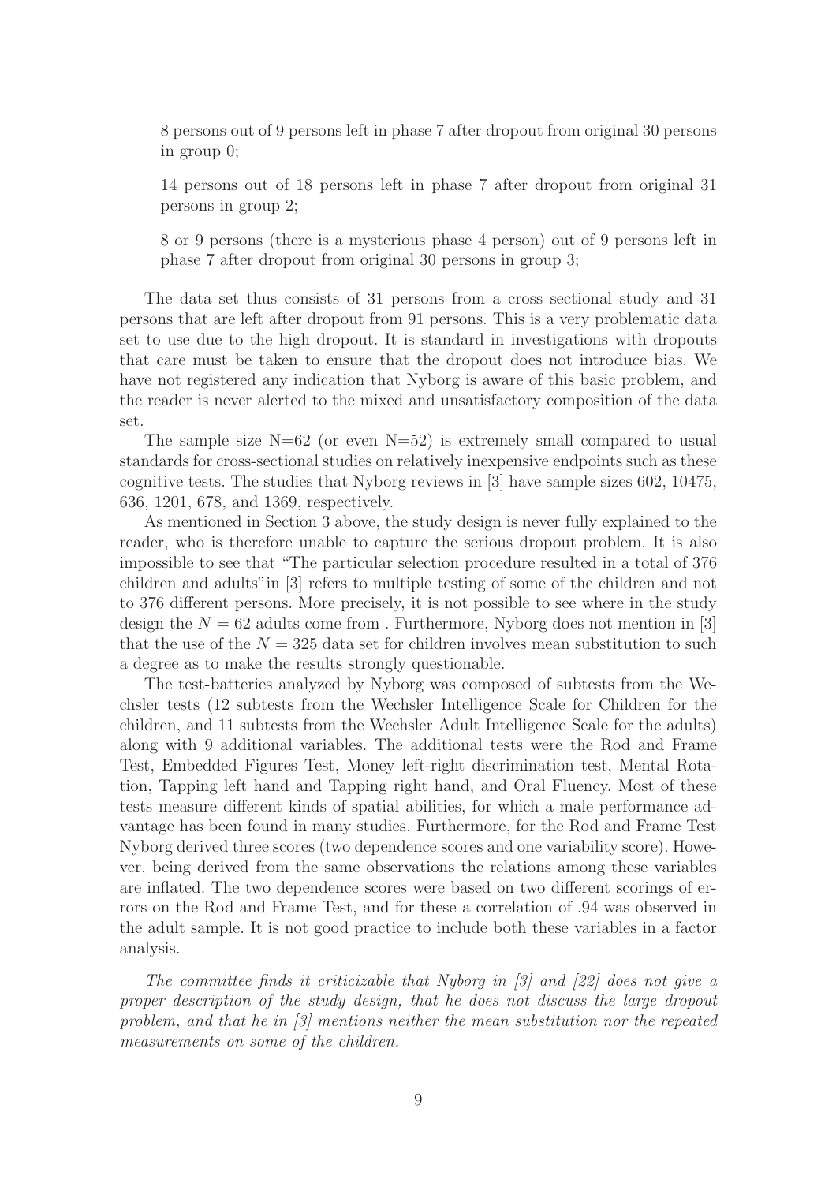8 persons out of 9 persons left in phase 7 after dropout from original 30 persons in group 0;

14 persons out of 18 persons left in phase 7 after dropout from original 31 persons in group 2;

8 or 9 persons (there is a mysterious phase 4 person) out of 9 persons left in phase 7 after dropout from original 30 persons in group 3;

The data set thus consists of 31 persons from a cross sectional study and 31 persons that are left after dropout from 91 persons. This is a very problematic data set to use due to the high dropout. It is standard in investigations with dropouts that care must be taken to ensure that the dropout does not introduce bias. We have not registered any indication that Nyborg is aware of this basic problem, and the reader is never alerted to the mixed and unsatisfactory composition of the data set.

The sample size N=62 (or even N=52) is extremely small compared to usual standards for cross-sectional studies on relatively inexpensive endpoints such as these cognitive tests. The studies that Nyborg reviews in [3] have sample sizes 602, 10475, 636, 1201, 678, and 1369, respectively.

As mentioned in Section 3 above, the study design is never fully explained to the reader, who is therefore unable to capture the serious dropout problem. It is also impossible to see that "The particular selection procedure resulted in a total of 376 children and adults"in [3] refers to multiple testing of some of the children and not to 376 different persons. More precisely, it is not possible to see where in the study design the $N = 62$ adults come from . Furthermore, Nyborg does not mention in [3] that the use of the $N = 325$ data set for children involves mean substitution to such a degree as to make the results strongly questionable.

The test-batteries analyzed by Nyborg was composed of subtests from the Wechsler tests (12 subtests from the Wechsler Intelligence Scale for Children for the children, and 11 subtests from the Wechsler Adult Intelligence Scale for the adults) along with 9 additional variables. The additional tests were the Rod and Frame Test, Embedded Figures Test, Money left-right discrimination test, Mental Rotation, Tapping left hand and Tapping right hand, and Oral Fluency. Most of these tests measure different kinds of spatial abilities, for which a male performance advantage has been found in many studies. Furthermore, for the Rod and Frame Test Nyborg derived three scores (two dependence scores and one variability score). However, being derived from the same observations the relations among these variables are inflated. The two dependence scores were based on two different scorings of errors on the Rod and Frame Test, and for these a correlation of .94 was observed in the adult sample. It is not good practice to include both these variables in a factor analysis.

*The committee finds it criticizable that Nyborg in [3] and [22] does not give a proper description of the study design, that he does not discuss the large dropout problem, and that he in [3] mentions neither the mean substitution nor the repeated measurements on some of the children.*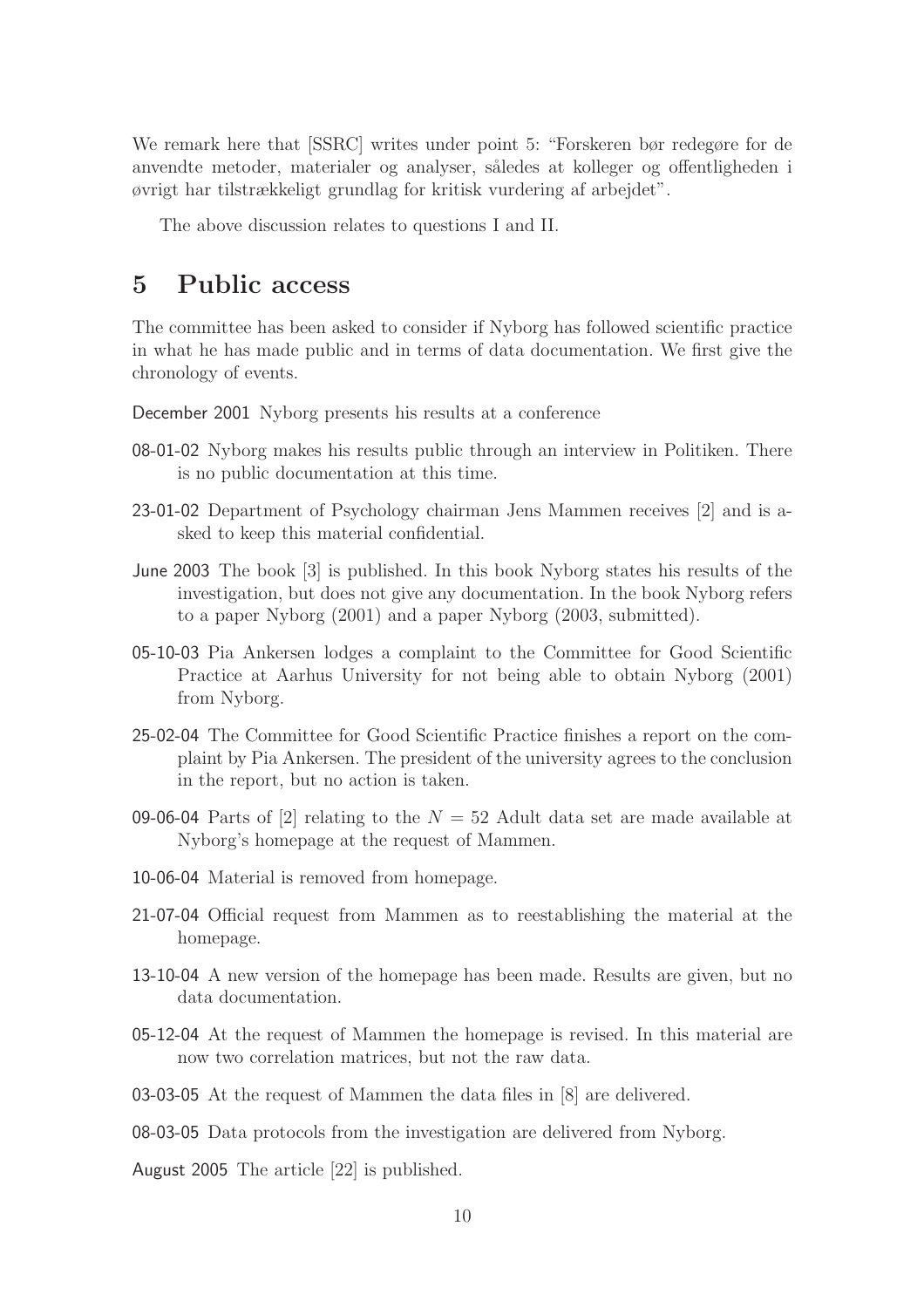We remark here that [SSRC] writes under point 5: "Forskeren bør redegøre for de anvendte metoder, materialer og analyser, således at kolleger og offentligheden i øvrigt har tilstrækkeligt grundlag for kritisk vurdering af arbejdet".

The above discussion relates to questions I and II.

# 5 Public access

The committee has been asked to consider if Nyborg has followed scientific practice in what he has made public and in terms of data documentation. We first give the chronology of events.

**December 2001** Nyborg presents his results at a conference

**08-01-02** Nyborg makes his results public through an interview in Politiken. There is no public documentation at this time.

**23-01-02** Department of Psychology chairman Jens Mammen receives [2] and is asked to keep this material confidential.

**June 2003** The book [3] is published. In this book Nyborg states his results of the investigation, but does not give any documentation. In the book Nyborg refers to a paper Nyborg (2001) and a paper Nyborg (2003, submitted).

**05-10-03** Pia Ankersen lodges a complaint to the Committee for Good Scientific Practice at Aarhus University for not being able to obtain Nyborg (2001) from Nyborg.

**25-02-04** The Committee for Good Scientific Practice finishes a report on the complaint by Pia Ankersen. The president of the university agrees to the conclusion in the report, but no action is taken.

**09-06-04** Parts of [2] relating to the $N = 52$ Adult data set are made available at Nyborg's homepage at the request of Mammen.

**10-06-04** Material is removed from homepage.

**21-07-04** Official request from Mammen as to reestablishing the material at the homepage.

**13-10-04** A new version of the homepage has been made. Results are given, but no data documentation.

**05-12-04** At the request of Mammen the homepage is revised. In this material are now two correlation matrices, but not the raw data.

**03-03-05** At the request of Mammen the data files in [8] are delivered.

**08-03-05** Data protocols from the investigation are delivered from Nyborg.

**August 2005** The article [22] is published.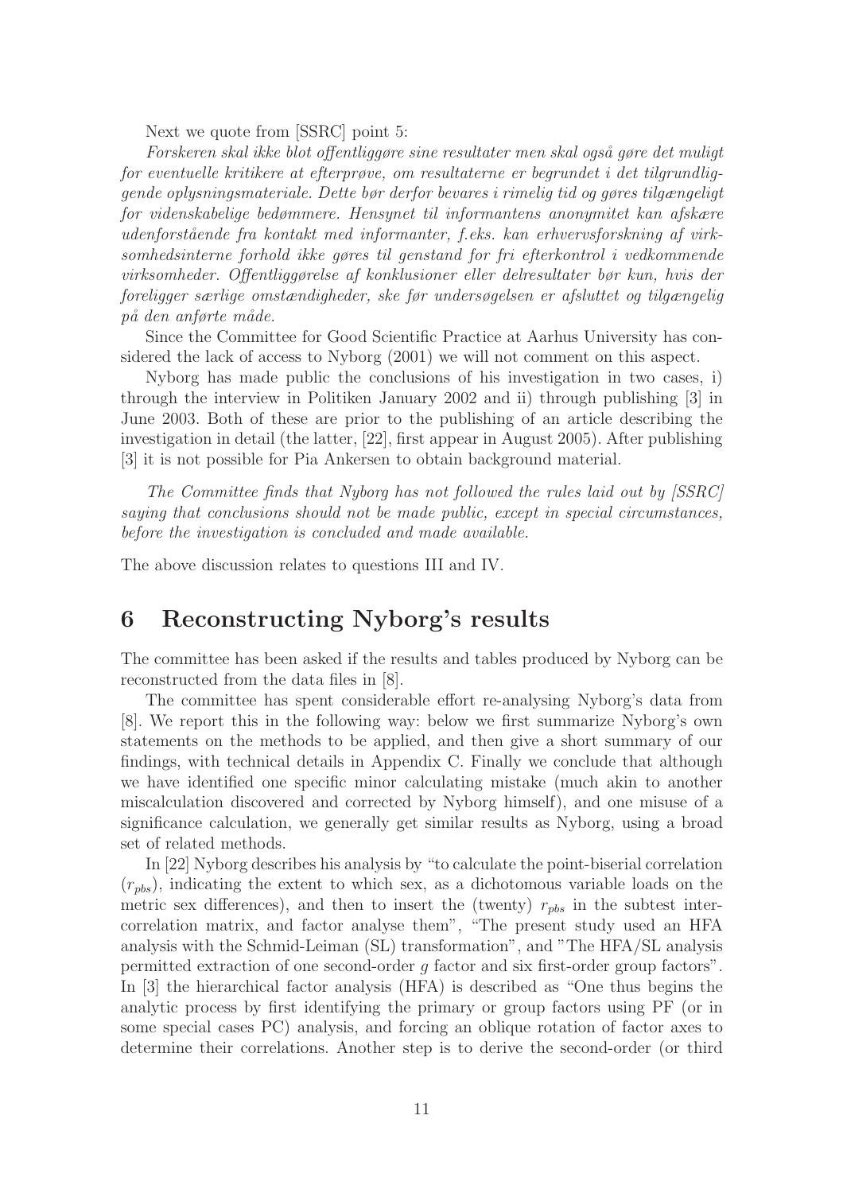Next we quote from [SSRC] point 5:

*Forskeren skal ikke blot offentliggøre sine resultater men skal også gøre det muligt for eventuelle kritikere at efterprøve, om resultaterne er begrundet i det tilgrundliggende oplysningsmateriale. Dette bør derfor bevares i rimelig tid og gøres tilgængeligt for videnskabelige bedømmere. Hensynet til informantens anonymitet kan afskære udenforstående fra kontakt med informanter, f.eks. kan erhvervsforskning af virksomhedsinterne forhold ikke gøres til genstand for fri efterkontrol i vedkommende virksomheder. Offentliggørelse af konklusioner eller delresultater bør kun, hvis der foreligger særlige omstændigheder, ske før undersøgelsen er afsluttet og tilgængelig på den anførte måde.*

Since the Committee for Good Scientific Practice at Aarhus University has considered the lack of access to Nyborg (2001) we will not comment on this aspect.

Nyborg has made public the conclusions of his investigation in two cases, i) through the interview in Politiken January 2002 and ii) through publishing [3] in June 2003. Both of these are prior to the publishing of an article describing the investigation in detail (the latter, [22], first appear in August 2005). After publishing [3] it is not possible for Pia Ankersen to obtain background material.

*The Committee finds that Nyborg has not followed the rules laid out by [SSRC] saying that conclusions should not be made public, except in special circumstances, before the investigation is concluded and made available.*

The above discussion relates to questions III and IV.

# 6 Reconstructing Nyborg's results

The committee has been asked if the results and tables produced by Nyborg can be reconstructed from the data files in [8].

The committee has spent considerable effort re-analysing Nyborg's data from [8]. We report this in the following way: below we first summarize Nyborg's own statements on the methods to be applied, and then give a short summary of our findings, with technical details in Appendix C. Finally we conclude that although we have identified one specific minor calculating mistake (much akin to another miscalculation discovered and corrected by Nyborg himself), and one misuse of a significance calculation, we generally get similar results as Nyborg, using a broad set of related methods.

In [22] Nyborg describes his analysis by "to calculate the point-biserial correlation ($r_{pbs}$), indicating the extent to which sex, as a dichotomous variable loads on the metric sex differences), and then to insert the (twenty) $r_{pbs}$ in the subtest intercorrelation matrix, and factor analyse them", "The present study used an HFA analysis with the Schmid-Leiman (SL) transformation", and "The HFA/SL analysis permitted extraction of one second-order *g* factor and six first-order group factors". In [3] the hierarchical factor analysis (HFA) is described as "One thus begins the analytic process by first identifying the primary or group factors using PF (or in some special cases PC) analysis, and forcing an oblique rotation of factor axes to determine their correlations. Another step is to derive the second-order (or third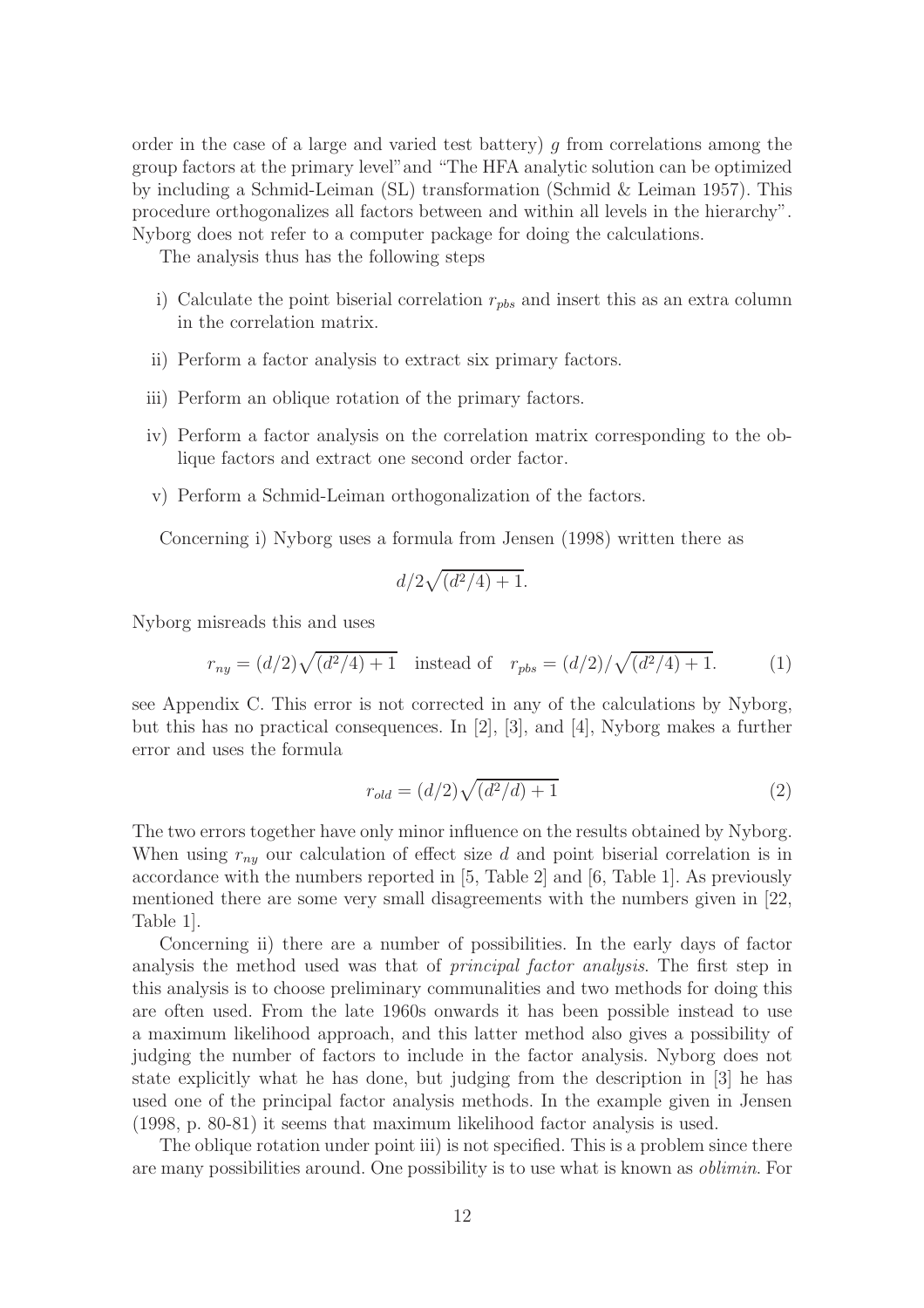order in the case of a large and varied test battery) $g$ from correlations among the group factors at the primary level" and "The HFA analytic solution can be optimized by including a Schmid-Leiman (SL) transformation (Schmid & Leiman 1957). This procedure orthogonalizes all factors between and within all levels in the hierarchy". Nyborg does not refer to a computer package for doing the calculations.

The analysis thus has the following steps

i) Calculate the point biserial correlation $r_{pbs}$ and insert this as an extra column in the correlation matrix.

ii) Perform a factor analysis to extract six primary factors.

iii) Perform an oblique rotation of the primary factors.

iv) Perform a factor analysis on the correlation matrix corresponding to the oblique factors and extract one second order factor.

v) Perform a Schmid-Leiman orthogonalization of the factors.

Concerning i) Nyborg uses a formula from Jensen (1998) written there as

$$d/2\sqrt{(d^2/4)+1}.$$

Nyborg misreads this and uses

$$r_{ny} = (d/2)\sqrt{(d^2/4)+1} \quad \text{instead of} \quad r_{pbs} = (d/2)/\sqrt{(d^2/4)+1}. \tag{1}$$

see Appendix C. This error is not corrected in any of the calculations by Nyborg, but this has no practical consequences. In [2], [3], and [4], Nyborg makes a further error and uses the formula

$$r_{old} = (d/2)\sqrt{(d^2/d)+1} \tag{2}$$

The two errors together have only minor influence on the results obtained by Nyborg. When using $r_{ny}$ our calculation of effect size $d$ and point biserial correlation is in accordance with the numbers reported in [5, Table 2] and [6, Table 1]. As previously mentioned there are some very small disagreements with the numbers given in [22, Table 1].

Concerning ii) there are a number of possibilities. In the early days of factor analysis the method used was that of *principal factor analysis*. The first step in this analysis is to choose preliminary communalities and two methods for doing this are often used. From the late 1960s onwards it has been possible instead to use a maximum likelihood approach, and this latter method also gives a possibility of judging the number of factors to include in the factor analysis. Nyborg does not state explicitly what he has done, but judging from the description in [3] he has used one of the principal factor analysis methods. In the example given in Jensen (1998, p. 80-81) it seems that maximum likelihood factor analysis is used.

The oblique rotation under point iii) is not specified. This is a problem since there are many possibilities around. One possibility is to use what is known as *oblimin*. For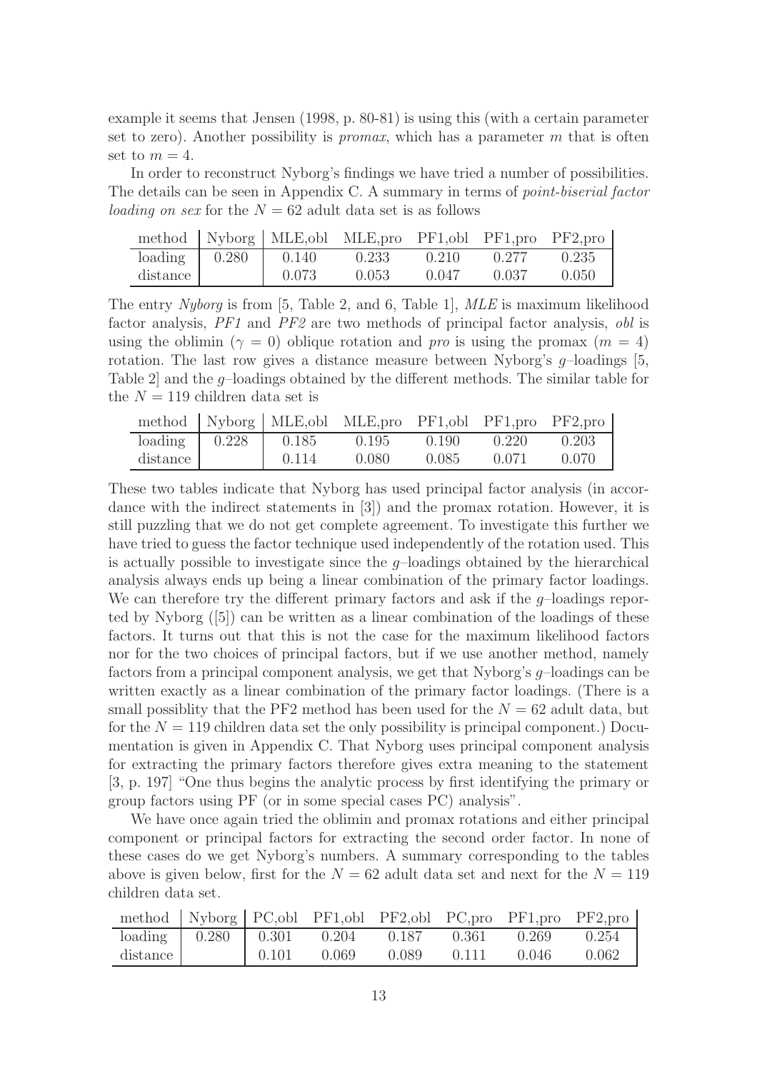example it seems that Jensen (1998, p. 80-81) is using this (with a certain parameter set to zero). Another possibility is *promax*, which has a parameter $m$ that is often set to $m = 4$.

In order to reconstruct Nyborg's findings we have tried a number of possibilities. The details can be seen in Appendix C. A summary in terms of *point-biserial factor loading on sex* for the $N = 62$ adult data set is as follows

| method | Nyborg | MLE,obl | MLE,pro | PF1,obl | PF1,pro | PF2,pro |
|---|---|---|---|---|---|---|
| loading | 0.280 | 0.140 | 0.233 | 0.210 | 0.277 | 0.235 |
| distance | | 0.073 | 0.053 | 0.047 | 0.037 | 0.050 |

The entry *Nyborg* is from [5, Table 2, and 6, Table 1], *MLE* is maximum likelihood factor analysis, *PF1* and *PF2* are two methods of principal factor analysis, *obl* is using the oblimin ($\gamma = 0$) oblique rotation and *pro* is using the promax ($m = 4$) rotation. The last row gives a distance measure between Nyborg's $g$–loadings [5, Table 2] and the $g$–loadings obtained by the different methods. The similar table for the $N = 119$ children data set is

| method | Nyborg | MLE,obl | MLE,pro | PF1,obl | PF1,pro | PF2,pro |
|---|---|---|---|---|---|---|
| loading | 0.228 | 0.185 | 0.195 | 0.190 | 0.220 | 0.203 |
| distance | | 0.114 | 0.080 | 0.085 | 0.071 | 0.070 |

These two tables indicate that Nyborg has used principal factor analysis (in accordance with the indirect statements in [3]) and the promax rotation. However, it is still puzzling that we do not get complete agreement. To investigate this further we have tried to guess the factor technique used independently of the rotation used. This is actually possible to investigate since the $g$–loadings obtained by the hierarchical analysis always ends up being a linear combination of the primary factor loadings. We can therefore try the different primary factors and ask if the $g$–loadings reported by Nyborg ([5]) can be written as a linear combination of the loadings of these factors. It turns out that this is not the case for the maximum likelihood factors nor for the two choices of principal factors, but if we use another method, namely factors from a principal component analysis, we get that Nyborg's $g$–loadings can be written exactly as a linear combination of the primary factor loadings. (There is a small possiblity that the PF2 method has been used for the $N = 62$ adult data, but for the $N = 119$ children data set the only possibility is principal component.) Documentation is given in Appendix C. That Nyborg uses principal component analysis for extracting the primary factors therefore gives extra meaning to the statement [3, p. 197] "One thus begins the analytic process by first identifying the primary or group factors using PF (or in some special cases PC) analysis".

We have once again tried the oblimin and promax rotations and either principal component or principal factors for extracting the second order factor. In none of these cases do we get Nyborg's numbers. A summary corresponding to the tables above is given below, first for the $N = 62$ adult data set and next for the $N = 119$ children data set.

| method | Nyborg | PC,obl | PF1,obl | PF2,obl | PC,pro | PF1,pro | PF2,pro |
|---|---|---|---|---|---|---|---|
| loading | 0.280 | 0.301 | 0.204 | 0.187 | 0.361 | 0.269 | 0.254 |
| distance | | 0.101 | 0.069 | 0.089 | 0.111 | 0.046 | 0.062 |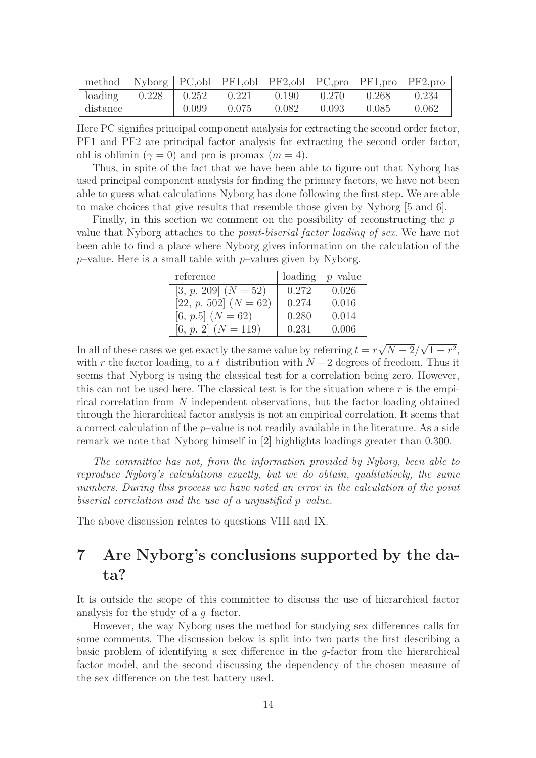| method | Nyborg | PC,obl | PF1,obl | PF2,obl | PC,pro | PF1,pro | PF2,pro |
|---|---|---|---|---|---|---|---|
| loading | 0.228 | 0.252 | 0.221 | 0.190 | 0.270 | 0.268 | 0.234 |
| distance | | 0.099 | 0.075 | 0.082 | 0.093 | 0.085 | 0.062 |

Here PC signifies principal component analysis for extracting the second order factor, PF1 and PF2 are principal factor analysis for extracting the second order factor, obl is oblimin ($\gamma = 0$) and pro is promax ($m = 4$).

Thus, in spite of the fact that we have been able to figure out that Nyborg has used principal component analysis for finding the primary factors, we have not been able to guess what calculations Nyborg has done following the first step. We are able to make choices that give results that resemble those given by Nyborg [5 and 6].

Finally, in this section we comment on the possibility of reconstructing the $p$–value that Nyborg attaches to the *point-biserial factor loading of sex*. We have not been able to find a place where Nyborg gives information on the calculation of the $p$–value. Here is a small table with $p$–values given by Nyborg.

| reference | loading | $p$–value |
|---|---|---|
| [3, *p.* 209] ($N = 52$) | 0.272 | 0.026 |
| [22, *p.* 502] ($N = 62$) | 0.274 | 0.016 |
| [6, *p.*5] ($N = 62$) | 0.280 | 0.014 |
| [6, *p.* 2] ($N = 119$) | 0.231 | 0.006 |

In all of these cases we get exactly the same value by referring $t = r\sqrt{N-2}/\sqrt{1-r^2}$, with $r$ the factor loading, to a $t$–distribution with $N - 2$ degrees of freedom. Thus it seems that Nyborg is using the classical test for a correlation being zero. However, this can not be used here. The classical test is for the situation where $r$ is the empirical correlation from $N$ independent observations, but the factor loading obtained through the hierarchical factor analysis is not an empirical correlation. It seems that a correct calculation of the $p$–value is not readily available in the literature. As a side remark we note that Nyborg himself in [2] highlights loadings greater than 0.300.

*The committee has not, from the information provided by Nyborg, been able to reproduce Nyborg's calculations exactly, but we do obtain, qualitatively, the same numbers. During this process we have noted an error in the calculation of the point biserial correlation and the use of a unjustified p–value.*

The above discussion relates to questions VIII and IX.

# 7 Are Nyborg's conclusions supported by the data?

It is outside the scope of this committee to discuss the use of hierarchical factor analysis for the study of a $g$–factor.

However, the way Nyborg uses the method for studying sex differences calls for some comments. The discussion below is split into two parts the first describing a basic problem of identifying a sex difference in the $g$-factor from the hierarchical factor model, and the second discussing the dependency of the chosen measure of the sex difference on the test battery used.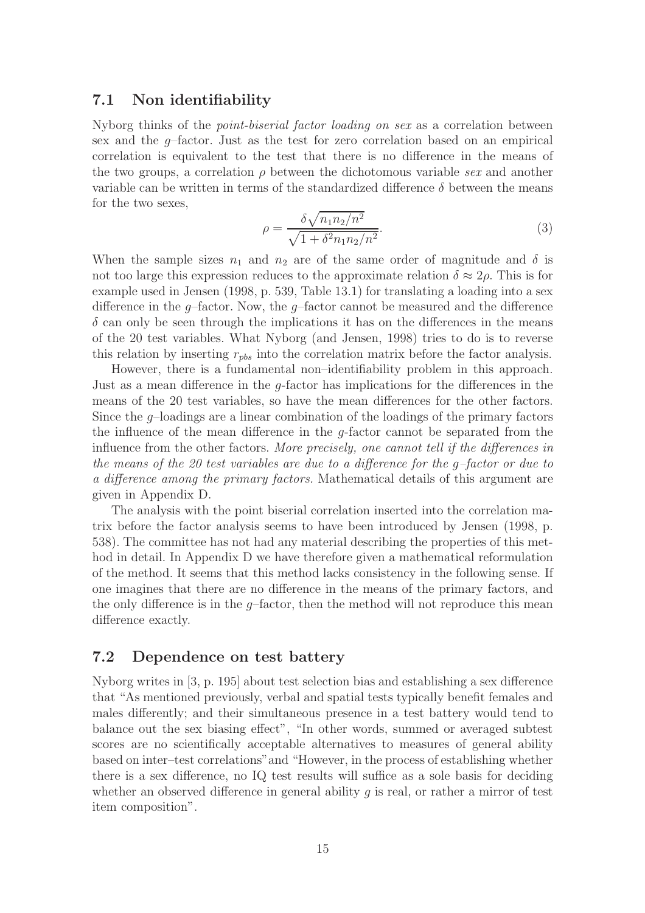## 7.1 Non identifiability

Nyborg thinks of the *point-biserial factor loading on sex* as a correlation between sex and the $g$–factor. Just as the test for zero correlation based on an empirical correlation is equivalent to the test that there is no difference in the means of the two groups, a correlation $\rho$ between the dichotomous variable *sex* and another variable can be written in terms of the standardized difference $\delta$ between the means for the two sexes,

$$\rho = \frac{\delta\sqrt{n_1 n_2/n^2}}{\sqrt{1+\delta^2 n_1 n_2/n^2}}. \tag{3}$$

When the sample sizes $n_1$ and $n_2$ are of the same order of magnitude and $\delta$ is not too large this expression reduces to the approximate relation $\delta \approx 2\rho$. This is for example used in Jensen (1998, p. 539, Table 13.1) for translating a loading into a sex difference in the $g$–factor. Now, the $g$–factor cannot be measured and the difference $\delta$ can only be seen through the implications it has on the differences in the means of the 20 test variables. What Nyborg (and Jensen, 1998) tries to do is to reverse this relation by inserting $r_{pbs}$ into the correlation matrix before the factor analysis.

However, there is a fundamental non–identifiability problem in this approach. Just as a mean difference in the $g$-factor has implications for the differences in the means of the 20 test variables, so have the mean differences for the other factors. Since the $g$–loadings are a linear combination of the loadings of the primary factors the influence of the mean difference in the $g$-factor cannot be separated from the influence from the other factors. *More precisely, one cannot tell if the differences in the means of the 20 test variables are due to a difference for the g–factor or due to a difference among the primary factors.* Mathematical details of this argument are given in Appendix D.

The analysis with the point biserial correlation inserted into the correlation matrix before the factor analysis seems to have been introduced by Jensen (1998, p. 538). The committee has not had any material describing the properties of this method in detail. In Appendix D we have therefore given a mathematical reformulation of the method. It seems that this method lacks consistency in the following sense. If one imagines that there are no difference in the means of the primary factors, and the only difference is in the $g$–factor, then the method will not reproduce this mean difference exactly.

## 7.2 Dependence on test battery

Nyborg writes in [3, p. 195] about test selection bias and establishing a sex difference that "As mentioned previously, verbal and spatial tests typically benefit females and males differently; and their simultaneous presence in a test battery would tend to balance out the sex biasing effect", "In other words, summed or averaged subtest scores are no scientifically acceptable alternatives to measures of general ability based on inter–test correlations" and "However, in the process of establishing whether there is a sex difference, no IQ test results will suffice as a sole basis for deciding whether an observed difference in general ability $g$ is real, or rather a mirror of test item composition".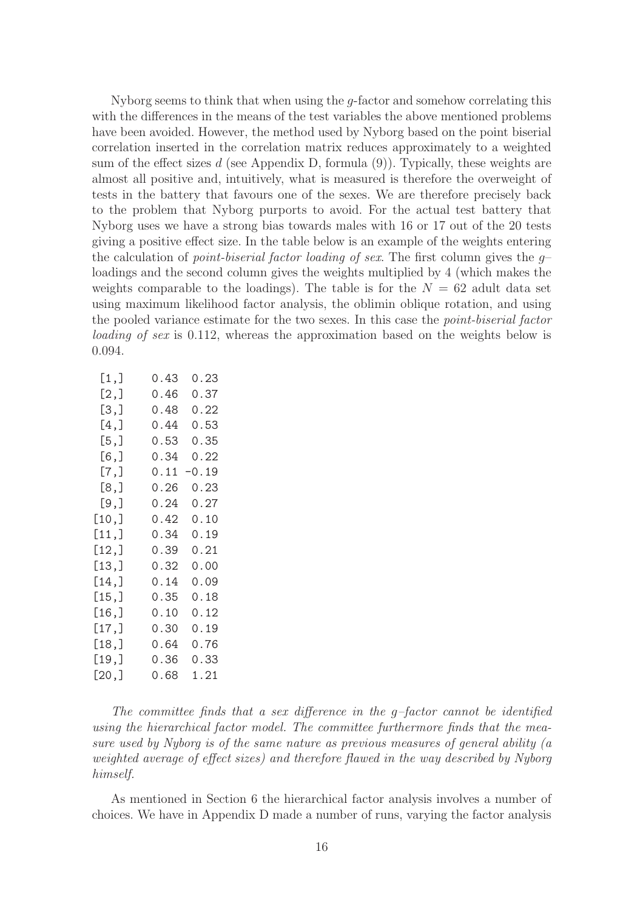Nyborg seems to think that when using the $g$-factor and somehow correlating this with the differences in the means of the test variables the above mentioned problems have been avoided. However, the method used by Nyborg based on the point biserial correlation inserted in the correlation matrix reduces approximately to a weighted sum of the effect sizes $d$ (see Appendix D, formula (9)). Typically, these weights are almost all positive and, intuitively, what is measured is therefore the overweight of tests in the battery that favours one of the sexes. We are therefore precisely back to the problem that Nyborg purports to avoid. For the actual test battery that Nyborg uses we have a strong bias towards males with 16 or 17 out of the 20 tests giving a positive effect size. In the table below is an example of the weights entering the calculation of *point-biserial factor loading of sex*. The first column gives the $g$–loadings and the second column gives the weights multiplied by 4 (which makes the weights comparable to the loadings). The table is for the $N = 62$ adult data set using maximum likelihood factor analysis, the oblimin oblique rotation, and using the pooled variance estimate for the two sexes. In this case the *point-biserial factor loading of sex* is 0.112, whereas the approximation based on the weights below is 0.094.

```
 [1,]    0.43  0.23
 [2,]    0.46  0.37
 [3,]    0.48  0.22
 [4,]    0.44  0.53
 [5,]    0.53  0.35
 [6,]    0.34  0.22
 [7,]    0.11 -0.19
 [8,]    0.26  0.23
 [9,]    0.24  0.27
[10,]    0.42  0.10
[11,]    0.34  0.19
[12,]    0.39  0.21
[13,]    0.32  0.00
[14,]    0.14  0.09
[15,]    0.35  0.18
[16,]    0.10  0.12
[17,]    0.30  0.19
[18,]    0.64  0.76
[19,]    0.36  0.33
[20,]    0.68  1.21
```

*The committee finds that a sex difference in the $g$–factor cannot be identified using the hierarchical factor model. The committee furthermore finds that the measure used by Nyborg is of the same nature as previous measures of general ability (a weighted average of effect sizes) and therefore flawed in the way described by Nyborg himself.*

As mentioned in Section 6 the hierarchical factor analysis involves a number of choices. We have in Appendix D made a number of runs, varying the factor analysis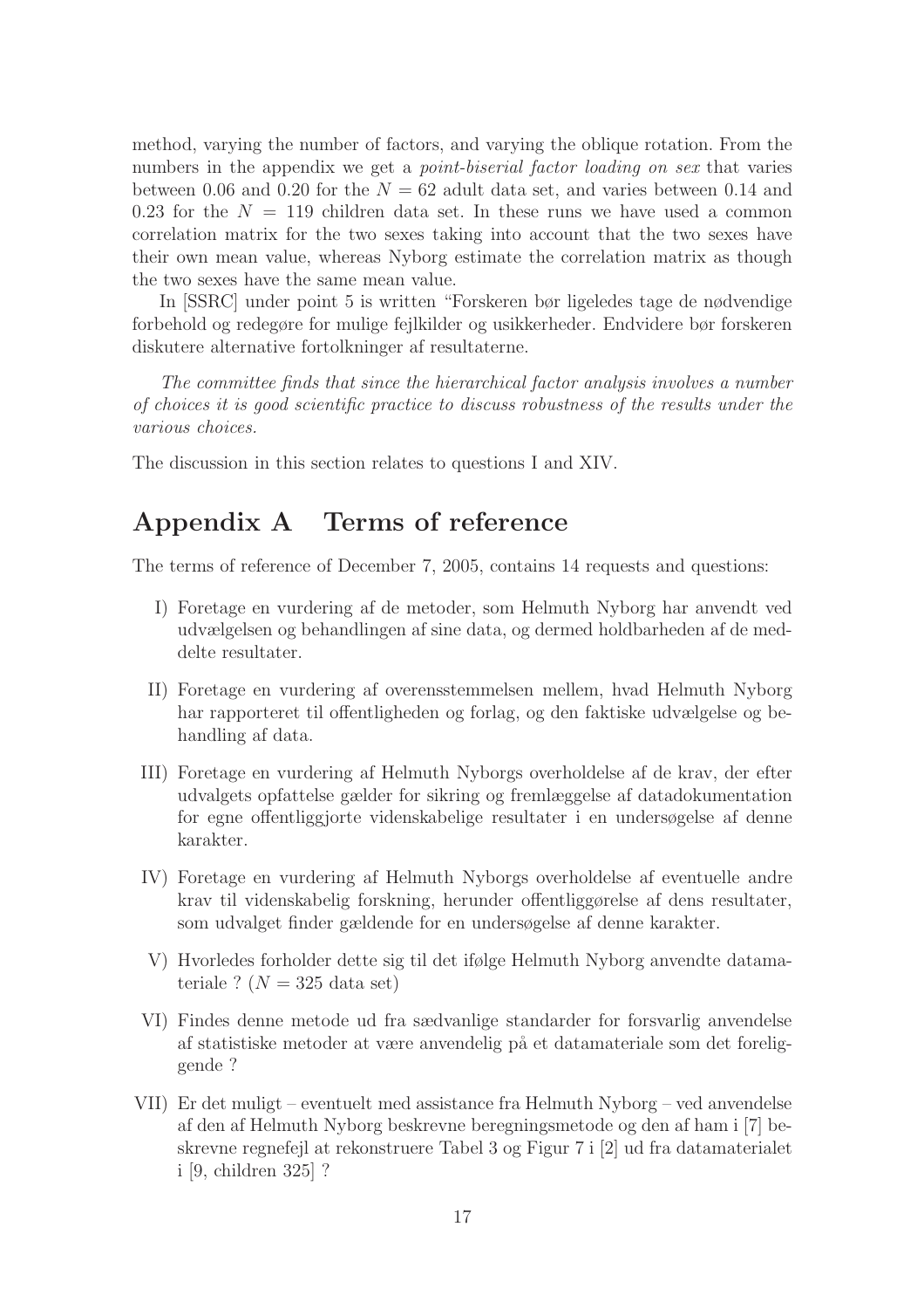method, varying the number of factors, and varying the oblique rotation. From the numbers in the appendix we get a *point-biserial factor loading on sex* that varies between 0.06 and 0.20 for the $N = 62$ adult data set, and varies between 0.14 and 0.23 for the $N = 119$ children data set. In these runs we have used a common correlation matrix for the two sexes taking into account that the two sexes have their own mean value, whereas Nyborg estimate the correlation matrix as though the two sexes have the same mean value.

In [SSRC] under point 5 is written "Forskeren bør ligeledes tage de nødvendige forbehold og redegøre for mulige fejlkilder og usikkerheder. Endvidere bør forskeren diskutere alternative fortolkninger af resultaterne.

*The committee finds that since the hierarchical factor analysis involves a number of choices it is good scientific practice to discuss robustness of the results under the various choices.*

The discussion in this section relates to questions I and XIV.

# Appendix A Terms of reference

The terms of reference of December 7, 2005, contains 14 requests and questions:

I) Foretage en vurdering af de metoder, som Helmuth Nyborg har anvendt ved udvælgelsen og behandlingen af sine data, og dermed holdbarheden af de meddelte resultater.

II) Foretage en vurdering af overensstemmelsen mellem, hvad Helmuth Nyborg har rapporteret til offentligheden og forlag, og den faktiske udvælgelse og behandling af data.

III) Foretage en vurdering af Helmuth Nyborgs overholdelse af de krav, der efter udvalgets opfattelse gælder for sikring og fremlæggelse af datadokumentation for egne offentliggjorte videnskabelige resultater i en undersøgelse af denne karakter.

IV) Foretage en vurdering af Helmuth Nyborgs overholdelse af eventuelle andre krav til videnskabelig forskning, herunder offentliggørelse af dens resultater, som udvalget finder gældende for en undersøgelse af denne karakter.

V) Hvorledes forholder dette sig til det ifølge Helmuth Nyborg anvendte datamateriale ? ($N = 325$ data set)

VI) Findes denne metode ud fra sædvanlige standarder for forsvarlig anvendelse af statistiske metoder at være anvendelig på et datamateriale som det foreliggende ?

VII) Er det muligt – eventuelt med assistance fra Helmuth Nyborg – ved anvendelse af den af Helmuth Nyborg beskrevne beregningsmetode og den af ham i [7] beskrevne regnefejl at rekonstruere Tabel 3 og Figur 7 i [2] ud fra datamaterialet i [9, children 325] ?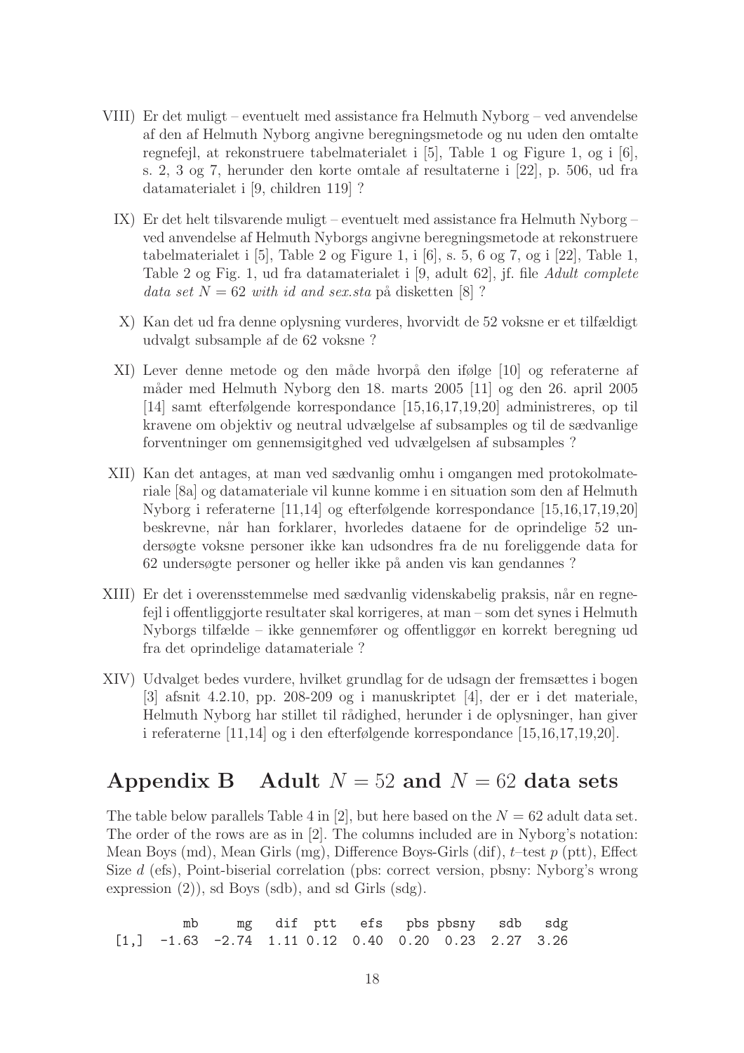VIII) Er det muligt – eventuelt med assistance fra Helmuth Nyborg – ved anvendelse af den af Helmuth Nyborg angivne beregningsmetode og nu uden den omtalte regnefejl, at rekonstruere tabelmaterialet i [5], Table 1 og Figure 1, og i [6], s. 2, 3 og 7, herunder den korte omtale af resultaterne i [22], p. 506, ud fra datamaterialet i [9, children 119] ?

IX) Er det helt tilsvarende muligt – eventuelt med assistance fra Helmuth Nyborg – ved anvendelse af Helmuth Nyborgs angivne beregningsmetode at rekonstruere tabelmaterialet i [5], Table 2 og Figure 1, i [6], s. 5, 6 og 7, og i [22], Table 1, Table 2 og Fig. 1, ud fra datamaterialet i [9, adult 62], jf. file *Adult complete data set N = 62 with id and sex.sta* på disketten [8] ?

X) Kan det ud fra denne oplysning vurderes, hvorvidt de 52 voksne er et tilfældigt udvalgt subsample af de 62 voksne ?

XI) Lever denne metode og den måde hvorpå den ifølge [10] og referaterne af måder med Helmuth Nyborg den 18. marts 2005 [11] og den 26. april 2005 [14] samt efterfølgende korrespondance [15,16,17,19,20] administreres, op til kravene om objektiv og neutral udvælgelse af subsamples og til de sædvanlige forventninger om gennemsigtighed ved udvælgelsen af subsamples ?

XII) Kan det antages, at man ved sædvanlig omhu i omgangen med protokolmateriale [8a] og datamateriale vil kunne komme i en situation som den af Helmuth Nyborg i referaterne [11,14] og efterfølgende korrespondance [15,16,17,19,20] beskrevne, når han forklarer, hvorledes dataene for de oprindelige 52 undersøgte voksne personer ikke kan udsondres fra de nu foreliggende data for 62 undersøgte personer og heller ikke på anden vis kan gendannes ?

XIII) Er det i overensstemmelse med sædvanlig videnskabelig praksis, når en regnefejl i offentliggjorte resultater skal korrigeres, at man – som det synes i Helmuth Nyborgs tilfælde – ikke gennemfører og offentliggør en korrekt beregning ud fra det oprindelige datamateriale ?

XIV) Udvalget bedes vurdere, hvilket grundlag for de udsagn der fremsættes i bogen [3] afsnit 4.2.10, pp. 208-209 og i manuskriptet [4], der er i det materiale, Helmuth Nyborg har stillet til rådighed, herunder i de oplysninger, han giver i referaterne [11,14] og i den efterfølgende korrespondance [15,16,17,19,20].

## Appendix B Adult $N = 52$ and $N = 62$ data sets

The table below parallels Table 4 in [2], but here based on the $N = 62$ adult data set. The order of the rows are as in [2]. The columns included are in Nyborg's notation: Mean Boys (md), Mean Girls (mg), Difference Boys-Girls (dif), $t$–test $p$ (ptt), Effect Size $d$ (efs), Point-biserial correlation (pbs: correct version, pbsny: Nyborg's wrong expression (2)), sd Boys (sdb), and sd Girls (sdg).

```
        mb     mg   dif  ptt   efs   pbs pbsny   sdb   sdg
[1,]  -1.63  -2.74  1.11 0.12  0.40  0.20  0.23  2.27  3.26
```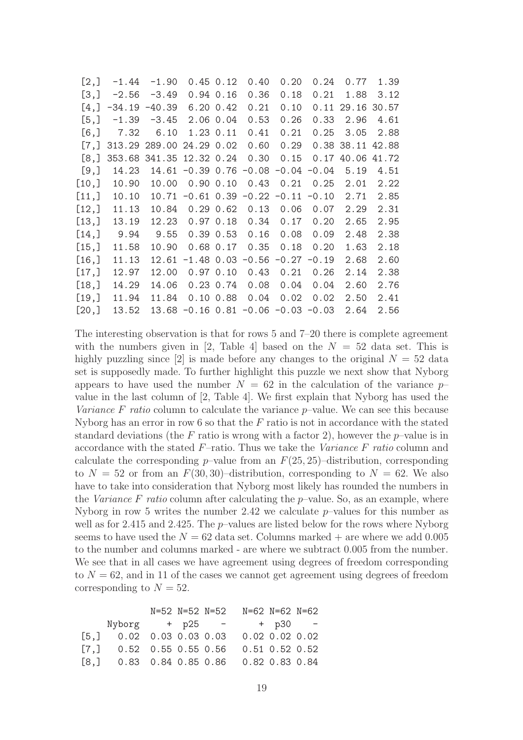```
 [2,]   -1.44   -1.90   0.45 0.12   0.40   0.20   0.24   0.77  1.39
 [3,]   -2.56   -3.49   0.94 0.16   0.36   0.18   0.21   1.88  3.12
 [4,] -34.19 -40.39   6.20 0.42   0.21   0.10   0.11 29.16 30.57
 [5,]   -1.39   -3.45   2.06 0.04   0.53   0.26   0.33   2.96  4.61
 [6,]    7.32    6.10   1.23 0.11   0.41   0.21   0.25   3.05  2.88
 [7,] 313.29 289.00 24.29 0.02   0.60   0.29   0.38 38.11 42.88
 [8,] 353.68 341.35 12.32 0.24   0.30   0.15   0.17 40.06 41.72
 [9,]   14.23   14.61 -0.39 0.76 -0.08 -0.04 -0.04   5.19  4.51
[10,]   10.90   10.00   0.90 0.10   0.43   0.21   0.25   2.01  2.22
[11,]   10.10   10.71 -0.61 0.39 -0.22 -0.11 -0.10   2.71  2.85
[12,]   11.13   10.84   0.29 0.62   0.13   0.06   0.07   2.29  2.31
[13,]   13.19   12.23   0.97 0.18   0.34   0.17   0.20   2.65  2.95
[14,]    9.94    9.55   0.39 0.53   0.16   0.08   0.09   2.48  2.38
[15,]   11.58   10.90   0.68 0.17   0.35   0.18   0.20   1.63  2.18
[16,]   11.13   12.61 -1.48 0.03 -0.56 -0.27 -0.19   2.68  2.60
[17,]   12.97   12.00   0.97 0.10   0.43   0.21   0.26   2.14  2.38
[18,]   14.29   14.06   0.23 0.74   0.08   0.04   0.04   2.60  2.76
[19,]   11.94   11.84   0.10 0.88   0.04   0.02   0.02   2.50  2.41
[20,]   13.52   13.68 -0.16 0.81 -0.06 -0.03 -0.03   2.64  2.56
```

The interesting observation is that for rows 5 and 7–20 there is complete agreement with the numbers given in [2, Table 4] based on the $N = 52$ data set. This is highly puzzling since [2] is made before any changes to the original $N = 52$ data set is supposedly made. To further highlight this puzzle we next show that Nyborg appears to have used the number $N = 62$ in the calculation of the variance $p$–value in the last column of [2, Table 4]. We first explain that Nyborg has used the *Variance F ratio* column to calculate the variance $p$–value. We can see this because Nyborg has an error in row 6 so that the $F$ ratio is not in accordance with the stated standard deviations (the $F$ ratio is wrong with a factor 2), however the $p$–value is in accordance with the stated $F$–ratio. Thus we take the *Variance F ratio* column and calculate the corresponding $p$–value from an $F(25, 25)$–distribution, corresponding to $N = 52$ or from an $F(30, 30)$–distribution, corresponding to $N = 62$. We also have to take into consideration that Nyborg most likely has rounded the numbers in the *Variance F ratio* column after calculating the $p$–value. So, as an example, where Nyborg in row 5 writes the number 2.42 we calculate $p$–values for this number as well as for 2.415 and 2.425. The $p$–values are listed below for the rows where Nyborg seems to have used the $N = 62$ data set. Columns marked + are where we add 0.005 to the number and columns marked - are where we subtract 0.005 from the number. We see that in all cases we have agreement using degrees of freedom corresponding to $N = 62$, and in 11 of the cases we cannot get agreement using degrees of freedom corresponding to $N = 52$.

```
            N=52 N=52 N=52   N=62 N=62 N=62
     Nyborg    +  p25    -      +  p30    -
[5,]   0.02  0.03 0.03 0.03   0.02 0.02 0.02
[7,]   0.52  0.55 0.55 0.56   0.51 0.52 0.52
[8,]   0.83  0.84 0.85 0.86   0.82 0.83 0.84
```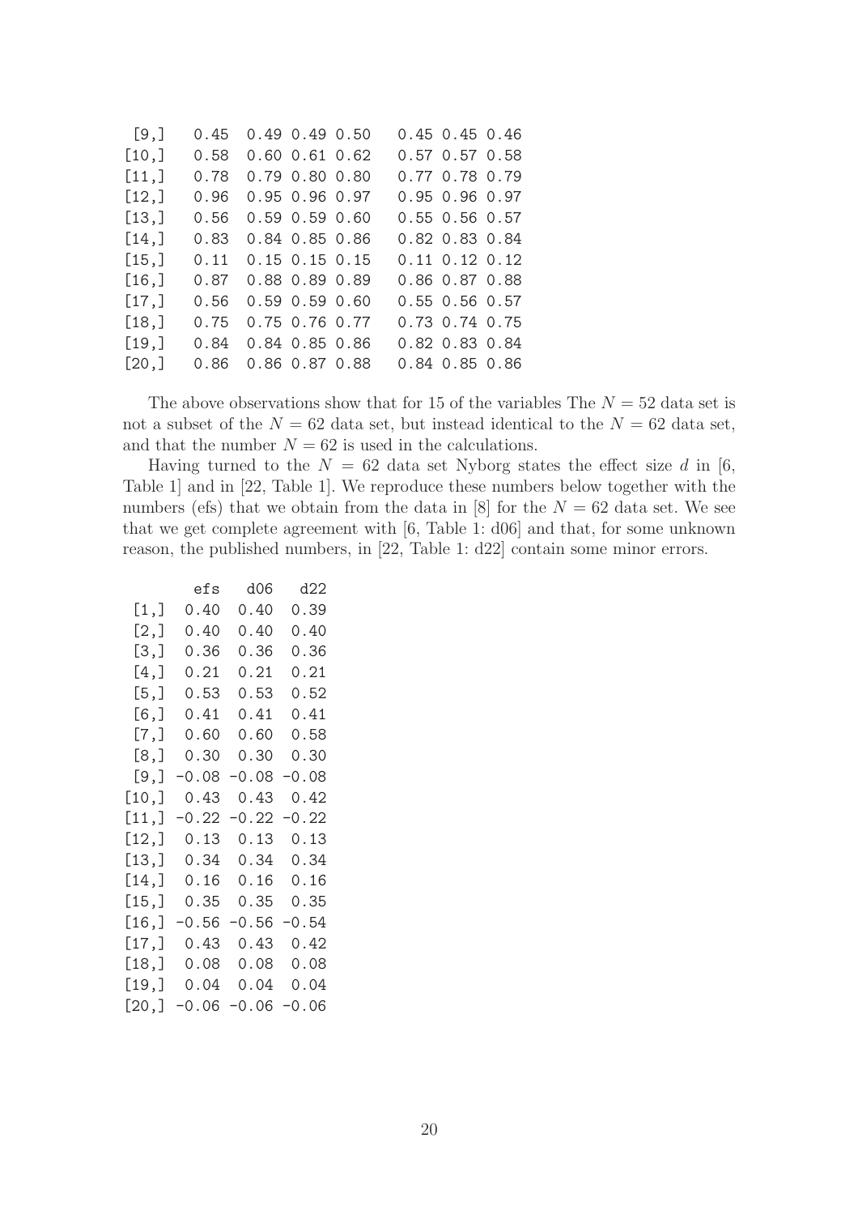```
 [9,]   0.45   0.49 0.49 0.50    0.45 0.45 0.46
[10,]   0.58   0.60 0.61 0.62    0.57 0.57 0.58
[11,]   0.78   0.79 0.80 0.80    0.77 0.78 0.79
[12,]   0.96   0.95 0.96 0.97    0.95 0.96 0.97
[13,]   0.56   0.59 0.59 0.60    0.55 0.56 0.57
[14,]   0.83   0.84 0.85 0.86    0.82 0.83 0.84
[15,]   0.11   0.15 0.15 0.15    0.11 0.12 0.12
[16,]   0.87   0.88 0.89 0.89    0.86 0.87 0.88
[17,]   0.56   0.59 0.59 0.60    0.55 0.56 0.57
[18,]   0.75   0.75 0.76 0.77    0.73 0.74 0.75
[19,]   0.84   0.84 0.85 0.86    0.82 0.83 0.84
[20,]   0.86   0.86 0.87 0.88    0.84 0.85 0.86
```

The above observations show that for 15 of the variables The $N = 52$ data set is not a subset of the $N = 62$ data set, but instead identical to the $N = 62$ data set, and that the number $N = 62$ is used in the calculations.

Having turned to the $N = 62$ data set Nyborg states the effect size $d$ in [6, Table 1] and in [22, Table 1]. We reproduce these numbers below together with the numbers (efs) that we obtain from the data in [8] for the $N = 62$ data set. We see that we get complete agreement with [6, Table 1: d06] and that, for some unknown reason, the published numbers, in [22, Table 1: d22] contain some minor errors.

```
        efs    d06    d22
 [1,]  0.40   0.40   0.39
 [2,]  0.40   0.40   0.40
 [3,]  0.36   0.36   0.36
 [4,]  0.21   0.21   0.21
 [5,]  0.53   0.53   0.52
 [6,]  0.41   0.41   0.41
 [7,]  0.60   0.60   0.58
 [8,]  0.30   0.30   0.30
 [9,] -0.08  -0.08  -0.08
[10,]  0.43   0.43   0.42
[11,] -0.22  -0.22  -0.22
[12,]  0.13   0.13   0.13
[13,]  0.34   0.34   0.34
[14,]  0.16   0.16   0.16
[15,]  0.35   0.35   0.35
[16,] -0.56  -0.56  -0.54
[17,]  0.43   0.43   0.42
[18,]  0.08   0.08   0.08
[19,]  0.04   0.04   0.04
[20,] -0.06  -0.06  -0.06
```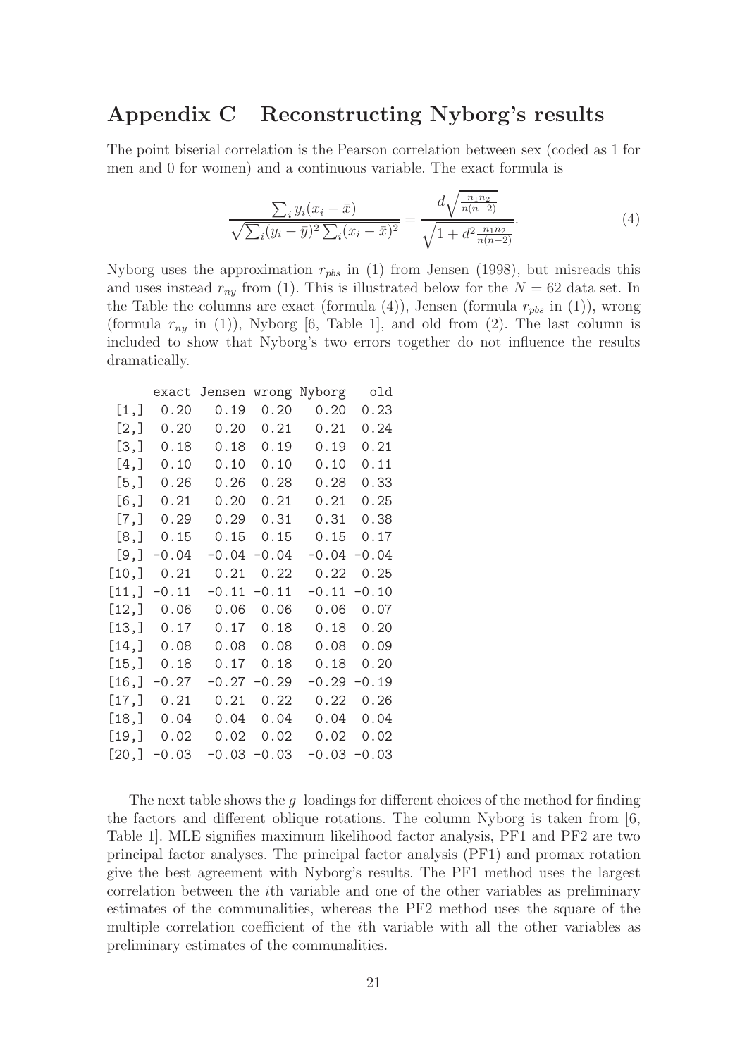## Appendix C  Reconstructing Nyborg's results

The point biserial correlation is the Pearson correlation between sex (coded as 1 for men and 0 for women) and a continuous variable. The exact formula is

$$\frac{\sum_i y_i(x_i - \bar{x})}{\sqrt{\sum_i (y_i - \bar{y})^2 \sum_i (x_i - \bar{x})^2}} = \frac{d\sqrt{\frac{n_1 n_2}{n(n-2)}}}{\sqrt{1 + d^2 \frac{n_1 n_2}{n(n-2)}}}. \tag{4}$$

Nyborg uses the approximation $r_{pbs}$ in (1) from Jensen (1998), but misreads this and uses instead $r_{ny}$ from (1). This is illustrated below for the $N = 62$ data set. In the Table the columns are exact (formula (4)), Jensen (formula $r_{pbs}$ in (1)), wrong (formula $r_{ny}$ in (1)), Nyborg [6, Table 1], and old from (2). The last column is included to show that Nyborg's two errors together do not influence the results dramatically.

| | exact | Jensen | wrong | Nyborg | old |
|---|---|---|---|---|---|
| [1,] | 0.20 | 0.19 | 0.20 | 0.20 | 0.23 |
| [2,] | 0.20 | 0.20 | 0.21 | 0.21 | 0.24 |
| [3,] | 0.18 | 0.18 | 0.19 | 0.19 | 0.21 |
| [4,] | 0.10 | 0.10 | 0.10 | 0.10 | 0.11 |
| [5,] | 0.26 | 0.26 | 0.28 | 0.28 | 0.33 |
| [6,] | 0.21 | 0.20 | 0.21 | 0.21 | 0.25 |
| [7,] | 0.29 | 0.29 | 0.31 | 0.31 | 0.38 |
| [8,] | 0.15 | 0.15 | 0.15 | 0.15 | 0.17 |
| [9,] | -0.04 | -0.04 | -0.04 | -0.04 | -0.04 |
| [10,] | 0.21 | 0.21 | 0.22 | 0.22 | 0.25 |
| [11,] | -0.11 | -0.11 | -0.11 | -0.11 | -0.10 |
| [12,] | 0.06 | 0.06 | 0.06 | 0.06 | 0.07 |
| [13,] | 0.17 | 0.17 | 0.18 | 0.18 | 0.20 |
| [14,] | 0.08 | 0.08 | 0.08 | 0.08 | 0.09 |
| [15,] | 0.18 | 0.17 | 0.18 | 0.18 | 0.20 |
| [16,] | -0.27 | -0.27 | -0.29 | -0.29 | -0.19 |
| [17,] | 0.21 | 0.21 | 0.22 | 0.22 | 0.26 |
| [18,] | 0.04 | 0.04 | 0.04 | 0.04 | 0.04 |
| [19,] | 0.02 | 0.02 | 0.02 | 0.02 | 0.02 |
| [20,] | -0.03 | -0.03 | -0.03 | -0.03 | -0.03 |

The next table shows the $g$–loadings for different choices of the method for finding the factors and different oblique rotations. The column Nyborg is taken from [6, Table 1]. MLE signifies maximum likelihood factor analysis, PF1 and PF2 are two principal factor analyses. The principal factor analysis (PF1) and promax rotation give the best agreement with Nyborg's results. The PF1 method uses the largest correlation between the $i$th variable and one of the other variables as preliminary estimates of the communalities, whereas the PF2 method uses the square of the multiple correlation coefficient of the $i$th variable with all the other variables as preliminary estimates of the communalities.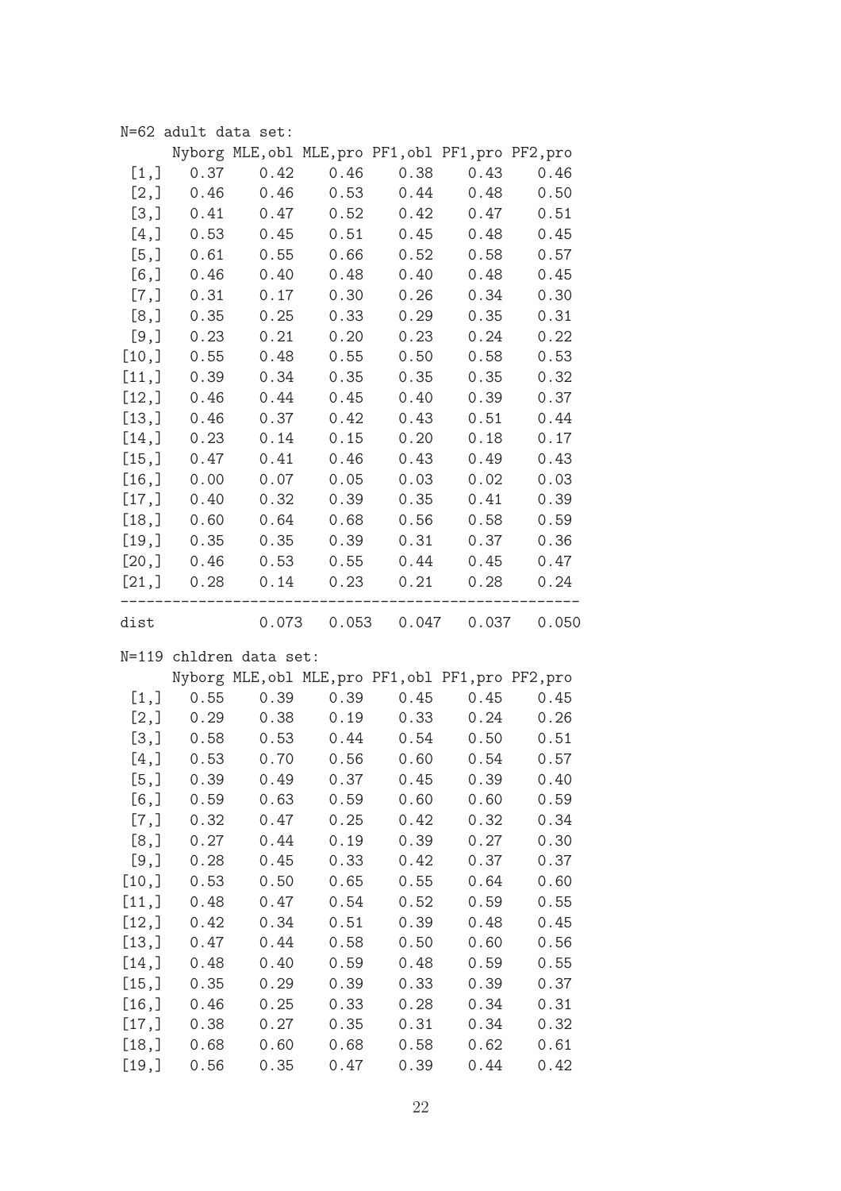N=62 adult data set:

| | Nyborg | MLE,obl | MLE,pro | PF1,obl | PF1,pro | PF2,pro |
|---|---|---|---|---|---|---|
| [1,] | 0.37 | 0.42 | 0.46 | 0.38 | 0.43 | 0.46 |
| [2,] | 0.46 | 0.46 | 0.53 | 0.44 | 0.48 | 0.50 |
| [3,] | 0.41 | 0.47 | 0.52 | 0.42 | 0.47 | 0.51 |
| [4,] | 0.53 | 0.45 | 0.51 | 0.45 | 0.48 | 0.45 |
| [5,] | 0.61 | 0.55 | 0.66 | 0.52 | 0.58 | 0.57 |
| [6,] | 0.46 | 0.40 | 0.48 | 0.40 | 0.48 | 0.45 |
| [7,] | 0.31 | 0.17 | 0.30 | 0.26 | 0.34 | 0.30 |
| [8,] | 0.35 | 0.25 | 0.33 | 0.29 | 0.35 | 0.31 |
| [9,] | 0.23 | 0.21 | 0.20 | 0.23 | 0.24 | 0.22 |
| [10,] | 0.55 | 0.48 | 0.55 | 0.50 | 0.58 | 0.53 |
| [11,] | 0.39 | 0.34 | 0.35 | 0.35 | 0.35 | 0.32 |
| [12,] | 0.46 | 0.44 | 0.45 | 0.40 | 0.39 | 0.37 |
| [13,] | 0.46 | 0.37 | 0.42 | 0.43 | 0.51 | 0.44 |
| [14,] | 0.23 | 0.14 | 0.15 | 0.20 | 0.18 | 0.17 |
| [15,] | 0.47 | 0.41 | 0.46 | 0.43 | 0.49 | 0.43 |
| [16,] | 0.00 | 0.07 | 0.05 | 0.03 | 0.02 | 0.03 |
| [17,] | 0.40 | 0.32 | 0.39 | 0.35 | 0.41 | 0.39 |
| [18,] | 0.60 | 0.64 | 0.68 | 0.56 | 0.58 | 0.59 |
| [19,] | 0.35 | 0.35 | 0.39 | 0.31 | 0.37 | 0.36 |
| [20,] | 0.46 | 0.53 | 0.55 | 0.44 | 0.45 | 0.47 |
| [21,] | 0.28 | 0.14 | 0.23 | 0.21 | 0.28 | 0.24 |
| dist | | 0.073 | 0.053 | 0.047 | 0.037 | 0.050 |

N=119 chldren data set:

| | Nyborg | MLE,obl | MLE,pro | PF1,obl | PF1,pro | PF2,pro |
|---|---|---|---|---|---|---|
| [1,] | 0.55 | 0.39 | 0.39 | 0.45 | 0.45 | 0.45 |
| [2,] | 0.29 | 0.38 | 0.19 | 0.33 | 0.24 | 0.26 |
| [3,] | 0.58 | 0.53 | 0.44 | 0.54 | 0.50 | 0.51 |
| [4,] | 0.53 | 0.70 | 0.56 | 0.60 | 0.54 | 0.57 |
| [5,] | 0.39 | 0.49 | 0.37 | 0.45 | 0.39 | 0.40 |
| [6,] | 0.59 | 0.63 | 0.59 | 0.60 | 0.60 | 0.59 |
| [7,] | 0.32 | 0.47 | 0.25 | 0.42 | 0.32 | 0.34 |
| [8,] | 0.27 | 0.44 | 0.19 | 0.39 | 0.27 | 0.30 |
| [9,] | 0.28 | 0.45 | 0.33 | 0.42 | 0.37 | 0.37 |
| [10,] | 0.53 | 0.50 | 0.65 | 0.55 | 0.64 | 0.60 |
| [11,] | 0.48 | 0.47 | 0.54 | 0.52 | 0.59 | 0.55 |
| [12,] | 0.42 | 0.34 | 0.51 | 0.39 | 0.48 | 0.45 |
| [13,] | 0.47 | 0.44 | 0.58 | 0.50 | 0.60 | 0.56 |
| [14,] | 0.48 | 0.40 | 0.59 | 0.48 | 0.59 | 0.55 |
| [15,] | 0.35 | 0.29 | 0.39 | 0.33 | 0.39 | 0.37 |
| [16,] | 0.46 | 0.25 | 0.33 | 0.28 | 0.34 | 0.31 |
| [17,] | 0.38 | 0.27 | 0.35 | 0.31 | 0.34 | 0.32 |
| [18,] | 0.68 | 0.60 | 0.68 | 0.58 | 0.62 | 0.61 |
| [19,] | 0.56 | 0.35 | 0.47 | 0.39 | 0.44 | 0.42 |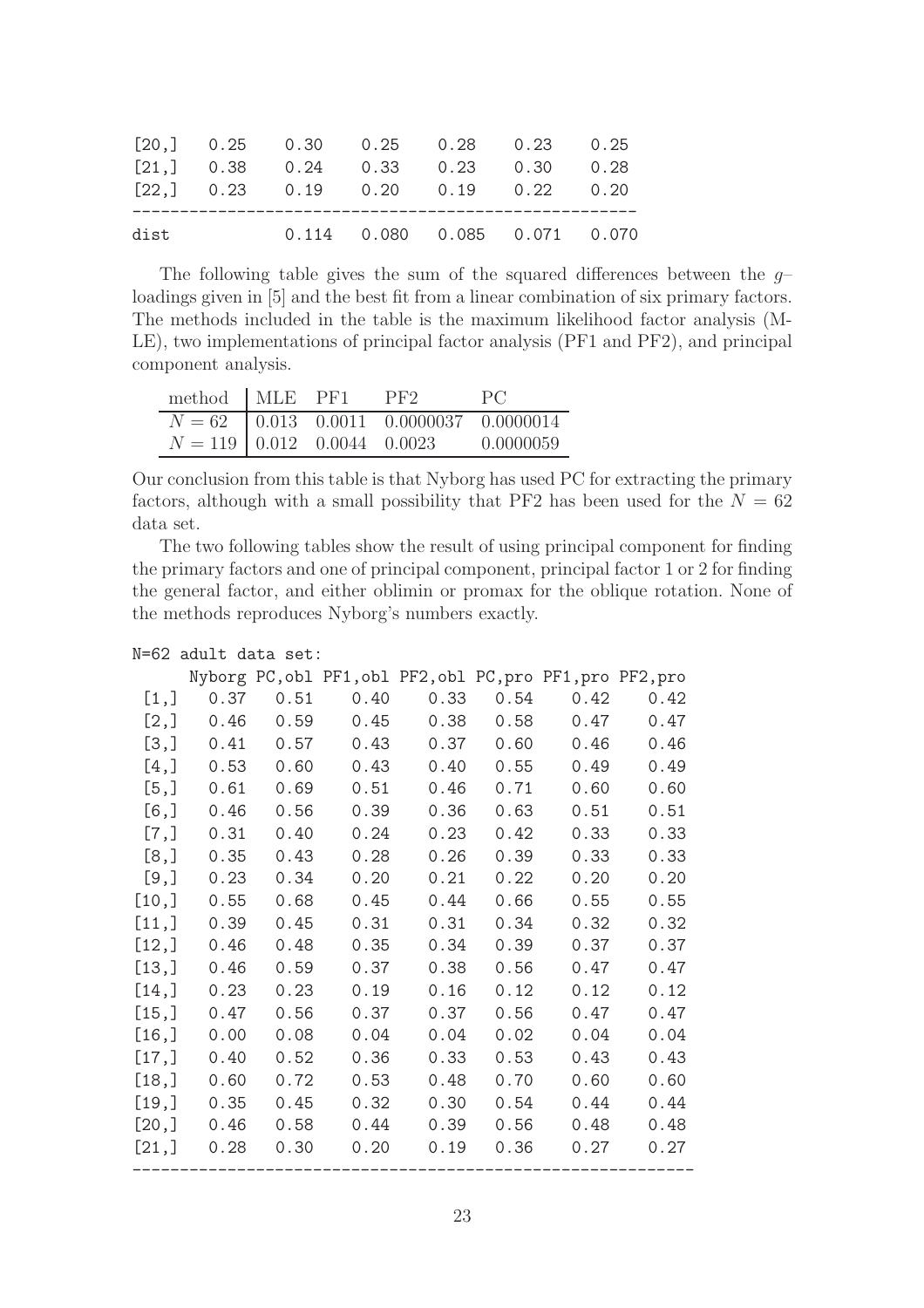```
[20,]   0.25    0.30    0.25    0.28    0.23    0.25
[21,]   0.38    0.24    0.33    0.23    0.30    0.28
[22,]   0.23    0.19    0.20    0.19    0.22    0.20
-----------------------------------------------------
dist            0.114   0.080   0.085   0.071   0.070
```

The following table gives the sum of the squared differences between the $g$–loadings given in [5] and the best fit from a linear combination of six primary factors. The methods included in the table is the maximum likelihood factor analysis (MLE), two implementations of principal factor analysis (PF1 and PF2), and principal component analysis.

| method | MLE | PF1 | PF2 | PC |
|---|---|---|---|---|
| $N = 62$ | 0.013 | 0.0011 | 0.0000037 | 0.0000014 |
| $N = 119$ | 0.012 | 0.0044 | 0.0023 | 0.0000059 |

Our conclusion from this table is that Nyborg has used PC for extracting the primary factors, although with a small possibility that PF2 has been used for the $N = 62$ data set.

The two following tables show the result of using principal component for finding the primary factors and one of principal component, principal factor 1 or 2 for finding the general factor, and either oblimin or promax for the oblique rotation. None of the methods reproduces Nyborg's numbers exactly.

```
N=62 adult data set:
      Nyborg PC,obl PF1,obl PF2,obl PC,pro PF1,pro PF2,pro
 [1,]   0.37   0.51    0.40    0.33   0.54    0.42    0.42
 [2,]   0.46   0.59    0.45    0.38   0.58    0.47    0.47
 [3,]   0.41   0.57    0.43    0.37   0.60    0.46    0.46
 [4,]   0.53   0.60    0.43    0.40   0.55    0.49    0.49
 [5,]   0.61   0.69    0.51    0.46   0.71    0.60    0.60
 [6,]   0.46   0.56    0.39    0.36   0.63    0.51    0.51
 [7,]   0.31   0.40    0.24    0.23   0.42    0.33    0.33
 [8,]   0.35   0.43    0.28    0.26   0.39    0.33    0.33
 [9,]   0.23   0.34    0.20    0.21   0.22    0.20    0.20
[10,]   0.55   0.68    0.45    0.44   0.66    0.55    0.55
[11,]   0.39   0.45    0.31    0.31   0.34    0.32    0.32
[12,]   0.46   0.48    0.35    0.34   0.39    0.37    0.37
[13,]   0.46   0.59    0.37    0.38   0.56    0.47    0.47
[14,]   0.23   0.23    0.19    0.16   0.12    0.12    0.12
[15,]   0.47   0.56    0.37    0.37   0.56    0.47    0.47
[16,]   0.00   0.08    0.04    0.04   0.02    0.04    0.04
[17,]   0.40   0.52    0.36    0.33   0.53    0.43    0.43
[18,]   0.60   0.72    0.53    0.48   0.70    0.60    0.60
[19,]   0.35   0.45    0.32    0.30   0.54    0.44    0.44
[20,]   0.46   0.58    0.44    0.39   0.56    0.48    0.48
[21,]   0.28   0.30    0.20    0.19   0.36    0.27    0.27
----------------------------------------------------------
```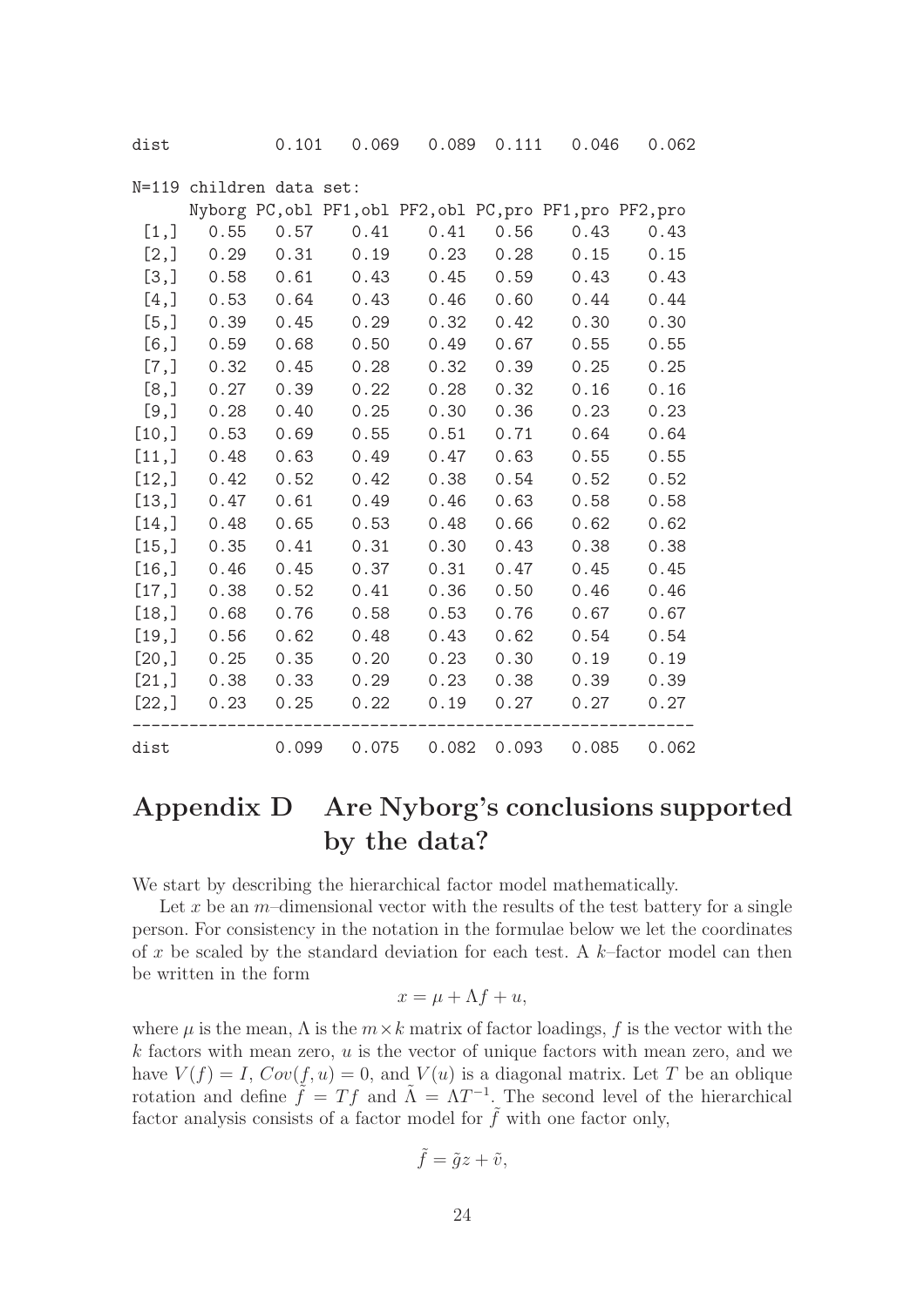```
dist          0.101   0.069   0.089  0.111   0.046   0.062

N=119 children data set:
      Nyborg PC,obl PF1,obl PF2,obl PC,pro PF1,pro PF2,pro
 [1,]   0.55   0.57    0.41    0.41   0.56    0.43    0.43
 [2,]   0.29   0.31    0.19    0.23   0.28    0.15    0.15
 [3,]   0.58   0.61    0.43    0.45   0.59    0.43    0.43
 [4,]   0.53   0.64    0.43    0.46   0.60    0.44    0.44
 [5,]   0.39   0.45    0.29    0.32   0.42    0.30    0.30
 [6,]   0.59   0.68    0.50    0.49   0.67    0.55    0.55
 [7,]   0.32   0.45    0.28    0.32   0.39    0.25    0.25
 [8,]   0.27   0.39    0.22    0.28   0.32    0.16    0.16
 [9,]   0.28   0.40    0.25    0.30   0.36    0.23    0.23
[10,]   0.53   0.69    0.55    0.51   0.71    0.64    0.64
[11,]   0.48   0.63    0.49    0.47   0.63    0.55    0.55
[12,]   0.42   0.52    0.42    0.38   0.54    0.52    0.52
[13,]   0.47   0.61    0.49    0.46   0.63    0.58    0.58
[14,]   0.48   0.65    0.53    0.48   0.66    0.62    0.62
[15,]   0.35   0.41    0.31    0.30   0.43    0.38    0.38
[16,]   0.46   0.45    0.37    0.31   0.47    0.45    0.45
[17,]   0.38   0.52    0.41    0.36   0.50    0.46    0.46
[18,]   0.68   0.76    0.58    0.53   0.76    0.67    0.67
[19,]   0.56   0.62    0.48    0.43   0.62    0.54    0.54
[20,]   0.25   0.35    0.20    0.23   0.30    0.19    0.19
[21,]   0.38   0.33    0.29    0.23   0.38    0.39    0.39
[22,]   0.23   0.25    0.22    0.19   0.27    0.27    0.27
----------------------------------------------------------
dist          0.099   0.075   0.082  0.093   0.085   0.062
```

# Appendix D Are Nyborg's conclusions supported by the data?

We start by describing the hierarchical factor model mathematically.

Let $x$ be an $m$–dimensional vector with the results of the test battery for a single person. For consistency in the notation in the formulae below we let the coordinates of $x$ be scaled by the standard deviation for each test. A $k$–factor model can then be written in the form

$$x = \mu + \Lambda f + u,$$

where $\mu$ is the mean, $\Lambda$ is the $m \times k$ matrix of factor loadings, $f$ is the vector with the $k$ factors with mean zero, $u$ is the vector of unique factors with mean zero, and we have $V(f) = I$, $Cov(f, u) = 0$, and $V(u)$ is a diagonal matrix. Let $T$ be an oblique rotation and define $\tilde{f} = Tf$ and $\tilde{\Lambda} = \Lambda T^{-1}$. The second level of the hierarchical factor analysis consists of a factor model for $\tilde{f}$ with one factor only,

$$\tilde{f} = \tilde{g} z + \tilde{v},$$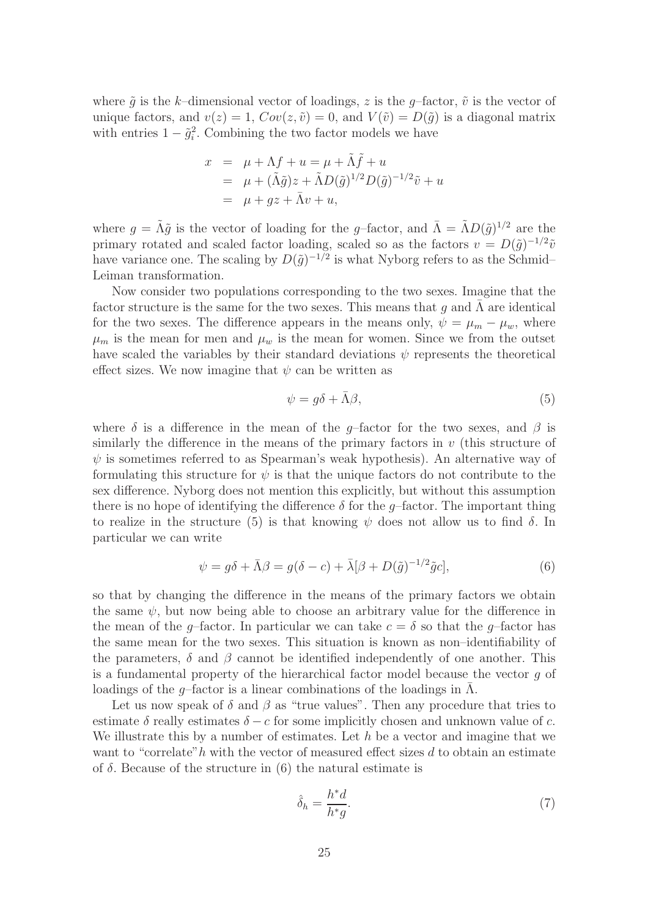where $\tilde{g}$ is the $k$–dimensional vector of loadings, $z$ is the $g$–factor, $\tilde{v}$ is the vector of unique factors, and $v(z) = 1$, $Cov(z, \tilde{v}) = 0$, and $V(\tilde{v}) = D(\tilde{g})$ is a diagonal matrix with entries $1 - \tilde{g}_i^2$. Combining the two factor models we have

$$
\begin{aligned}
x &= \mu + \Lambda f + u = \mu + \tilde{\Lambda}\tilde{f} + u \\
&= \mu + (\tilde{\Lambda}\tilde{g})z + \tilde{\Lambda}D(\tilde{g})^{1/2}D(\tilde{g})^{-1/2}\tilde{v} + u \\
&= \mu + gz + \bar{\Lambda}v + u,
\end{aligned}
$$

where $g = \tilde{\Lambda}\tilde{g}$ is the vector of loading for the $g$–factor, and $\bar{\Lambda} = \tilde{\Lambda}D(\tilde{g})^{1/2}$ are the primary rotated and scaled factor loading, scaled so as the factors $v = D(\tilde{g})^{-1/2}\tilde{v}$ have variance one. The scaling by $D(\tilde{g})^{-1/2}$ is what Nyborg refers to as the Schmid–Leiman transformation.

Now consider two populations corresponding to the two sexes. Imagine that the factor structure is the same for the two sexes. This means that $g$ and $\bar{\Lambda}$ are identical for the two sexes. The difference appears in the means only, $\psi = \mu_m - \mu_w$, where $\mu_m$ is the mean for men and $\mu_w$ is the mean for women. Since we from the outset have scaled the variables by their standard deviations $\psi$ represents the theoretical effect sizes. We now imagine that $\psi$ can be written as

$$
\psi = g\delta + \bar{\Lambda}\beta, \tag{5}
$$

where $\delta$ is a difference in the mean of the $g$–factor for the two sexes, and $\beta$ is similarly the difference in the means of the primary factors in $v$ (this structure of $\psi$ is sometimes referred to as Spearman's weak hypothesis). An alternative way of formulating this structure for $\psi$ is that the unique factors do not contribute to the sex difference. Nyborg does not mention this explicitly, but without this assumption there is no hope of identifying the difference $\delta$ for the $g$–factor. The important thing to realize in the structure (5) is that knowing $\psi$ does not allow us to find $\delta$. In particular we can write

$$
\psi = g\delta + \bar{\Lambda}\beta = g(\delta - c) + \bar{\lambda}[\beta + D(\tilde{g})^{-1/2}\tilde{g}c], \tag{6}
$$

so that by changing the difference in the means of the primary factors we obtain the same $\psi$, but now being able to choose an arbitrary value for the difference in the mean of the $g$–factor. In particular we can take $c = \delta$ so that the $g$–factor has the same mean for the two sexes. This situation is known as non–identifiability of the parameters, $\delta$ and $\beta$ cannot be identified independently of one another. This is a fundamental property of the hierarchical factor model because the vector $g$ of loadings of the $g$–factor is a linear combinations of the loadings in $\bar{\Lambda}$.

Let us now speak of $\delta$ and $\beta$ as "true values". Then any procedure that tries to estimate $\delta$ really estimates $\delta - c$ for some implicitly chosen and unknown value of $c$. We illustrate this by a number of estimates. Let $h$ be a vector and imagine that we want to "correlate" $h$ with the vector of measured effect sizes $d$ to obtain an estimate of $\delta$. Because of the structure in (6) the natural estimate is

$$
\hat{\delta}_h = \frac{h^* d}{h^* g}. \tag{7}
$$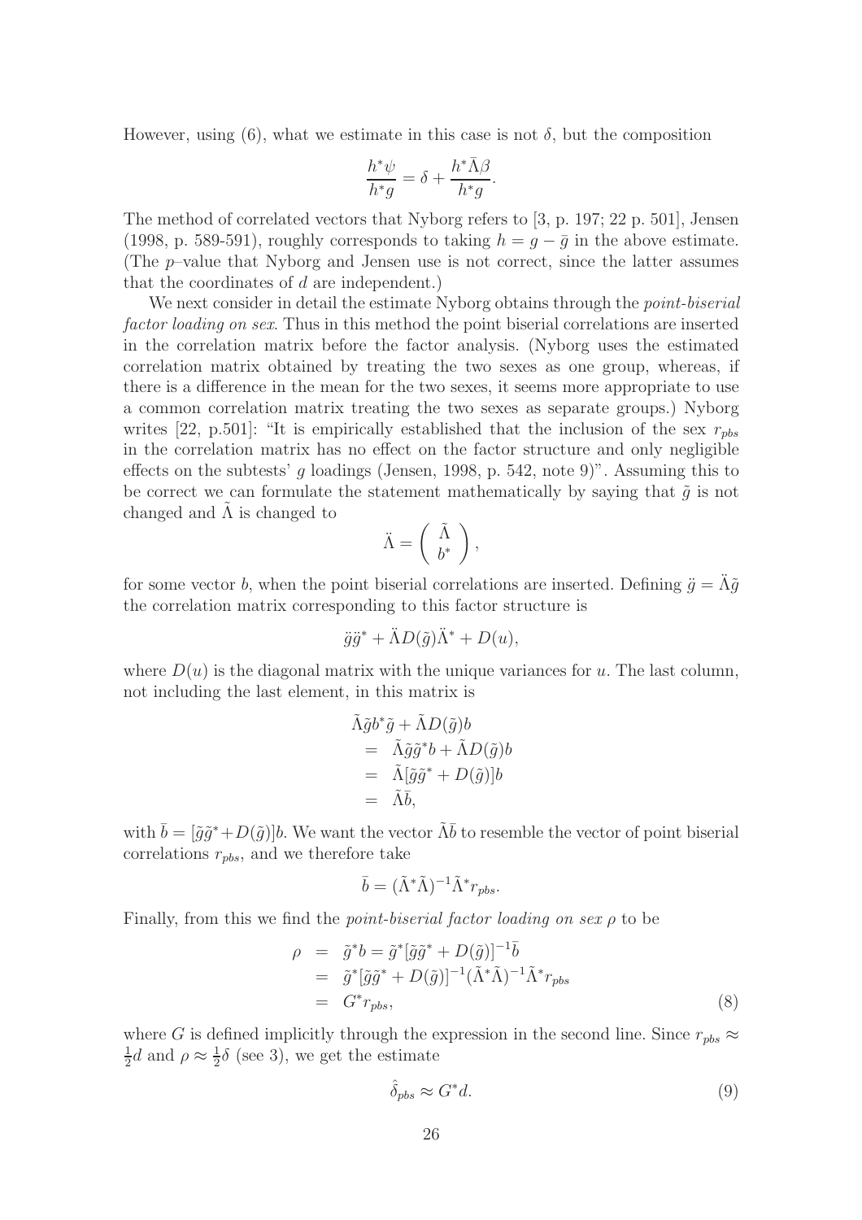However, using (6), what we estimate in this case is not $\delta$, but the composition

$$\frac{h^*\psi}{h^*g} = \delta + \frac{h^*\bar{\Lambda}\beta}{h^*g}.$$

The method of correlated vectors that Nyborg refers to [3, p. 197; 22 p. 501], Jensen (1998, p. 589-591), roughly corresponds to taking $h = g - \bar{g}$ in the above estimate. (The $p$–value that Nyborg and Jensen use is not correct, since the latter assumes that the coordinates of $d$ are independent.)

We next consider in detail the estimate Nyborg obtains through the *point-biserial factor loading on sex*. Thus in this method the point biserial correlations are inserted in the correlation matrix before the factor analysis. (Nyborg uses the estimated correlation matrix obtained by treating the two sexes as one group, whereas, if there is a difference in the mean for the two sexes, it seems more appropriate to use a common correlation matrix treating the two sexes as separate groups.) Nyborg writes [22, p.501]: "It is empirically established that the inclusion of the sex $r_{pbs}$ in the correlation matrix has no effect on the factor structure and only negligible effects on the subtests' $g$ loadings (Jensen, 1998, p. 542, note 9)". Assuming this to be correct we can formulate the statement mathematically by saying that $\tilde{g}$ is not changed and $\tilde{\Lambda}$ is changed to

$$\ddot{\Lambda} = \begin{pmatrix} \tilde{\Lambda} \\ b^* \end{pmatrix},$$

for some vector $b$, when the point biserial correlations are inserted. Defining $\ddot{g} = \ddot{\Lambda}\tilde{g}$ the correlation matrix corresponding to this factor structure is

$$\ddot{g}\ddot{g}^* + \ddot{\Lambda}D(\tilde{g})\ddot{\Lambda}^* + D(u),$$

where $D(u)$ is the diagonal matrix with the unique variances for $u$. The last column, not including the last element, in this matrix is

$$\begin{aligned} &\tilde{\Lambda}\tilde{g}b^*\tilde{g} + \tilde{\Lambda}D(\tilde{g})b \\ &= \tilde{\Lambda}\tilde{g}\tilde{g}^*b + \tilde{\Lambda}D(\tilde{g})b \\ &= \tilde{\Lambda}[\tilde{g}\tilde{g}^* + D(\tilde{g})]b \\ &= \tilde{\Lambda}\bar{b}, \end{aligned}$$

with $\bar{b} = [\tilde{g}\tilde{g}^* + D(\tilde{g})]b$. We want the vector $\tilde{\Lambda}\bar{b}$ to resemble the vector of point biserial correlations $r_{pbs}$, and we therefore take

$$\bar{b} = (\tilde{\Lambda}^*\tilde{\Lambda})^{-1}\tilde{\Lambda}^* r_{pbs}.$$

Finally, from this we find the *point-biserial factor loading on sex* $\rho$ to be

$$\begin{aligned} \rho &= \tilde{g}^*b = \tilde{g}^*[\tilde{g}\tilde{g}^* + D(\tilde{g})]^{-1}\bar{b} \\ &= \tilde{g}^*[\tilde{g}\tilde{g}^* + D(\tilde{g})]^{-1}(\tilde{\Lambda}^*\tilde{\Lambda})^{-1}\tilde{\Lambda}^* r_{pbs} \\ &= G^* r_{pbs}, \end{aligned} \tag{8}$$

where $G$ is defined implicitly through the expression in the second line. Since $r_{pbs} \approx \frac{1}{2}d$ and $\rho \approx \frac{1}{2}\delta$ (see 3), we get the estimate

$$\hat{\delta}_{pbs} \approx G^* d. \tag{9}$$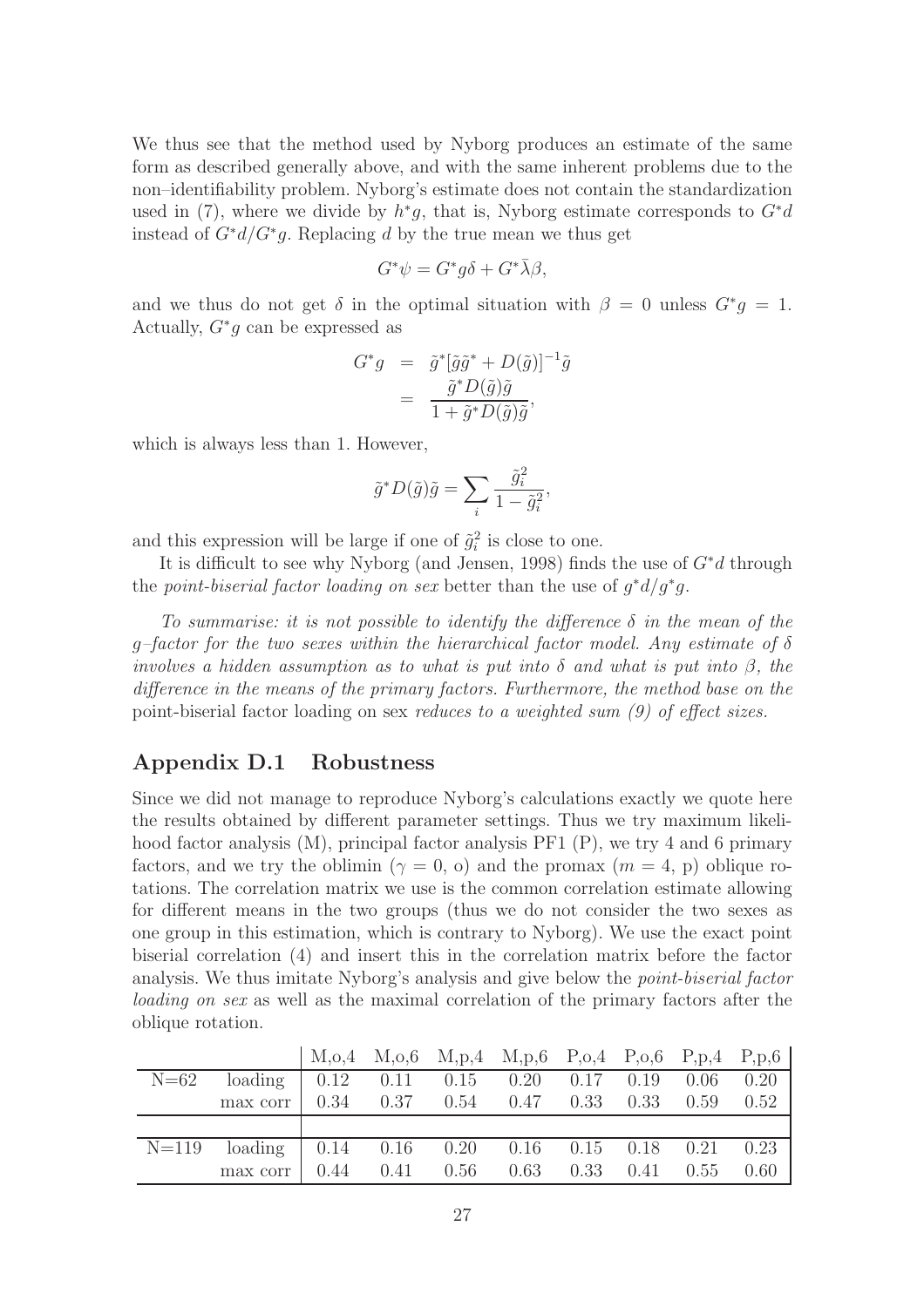We thus see that the method used by Nyborg produces an estimate of the same form as described generally above, and with the same inherent problems due to the non–identifiability problem. Nyborg's estimate does not contain the standardization used in (7), where we divide by $h^*g$, that is, Nyborg estimate corresponds to $G^*d$ instead of $G^*d/G^*g$. Replacing $d$ by the true mean we thus get

$$G^*\psi = G^*g\delta + G^*\bar{\lambda}\beta,$$

and we thus do not get $\delta$ in the optimal situation with $\beta = 0$ unless $G^*g = 1$. Actually, $G^*g$ can be expressed as

$$\begin{aligned} G^*g &= \tilde{g}^*[\tilde{g}\tilde{g}^* + D(\tilde{g})]^{-1}\tilde{g} \\ &= \frac{\tilde{g}^*D(\tilde{g})\tilde{g}}{1 + \tilde{g}^*D(\tilde{g})\tilde{g}}, \end{aligned}$$

which is always less than 1. However,

$$\tilde{g}^*D(\tilde{g})\tilde{g} = \sum_i \frac{\tilde{g}_i^2}{1 - \tilde{g}_i^2},$$

and this expression will be large if one of $\tilde{g}_i^2$ is close to one.

It is difficult to see why Nyborg (and Jensen, 1998) finds the use of $G^*d$ through the *point-biserial factor loading on sex* better than the use of $g^*d/g^*g$.

*To summarise: it is not possible to identify the difference $\delta$ in the mean of the g–factor for the two sexes within the hierarchical factor model. Any estimate of $\delta$ involves a hidden assumption as to what is put into $\delta$ and what is put into $\beta$, the difference in the means of the primary factors. Furthermore, the method base on the* point-biserial factor loading on sex *reduces to a weighted sum (9) of effect sizes.*

## Appendix D.1 Robustness

Since we did not manage to reproduce Nyborg's calculations exactly we quote here the results obtained by different parameter settings. Thus we try maximum likelihood factor analysis (M), principal factor analysis PF1 (P), we try 4 and 6 primary factors, and we try the oblimin ($\gamma = 0$, o) and the promax ($m = 4$, p) oblique rotations. The correlation matrix we use is the common correlation estimate allowing for different means in the two groups (thus we do not consider the two sexes as one group in this estimation, which is contrary to Nyborg). We use the exact point biserial correlation (4) and insert this in the correlation matrix before the factor analysis. We thus imitate Nyborg's analysis and give below the *point-biserial factor loading on sex* as well as the maximal correlation of the primary factors after the oblique rotation.

| | | M,o,4 | M,o,6 | M,p,4 | M,p,6 | P,o,4 | P,o,6 | P,p,4 | P,p,6 |
|---|---|---|---|---|---|---|---|---|---|
| N=62 | loading | 0.12 | 0.11 | 0.15 | 0.20 | 0.17 | 0.19 | 0.06 | 0.20 |
| | max corr | 0.34 | 0.37 | 0.54 | 0.47 | 0.33 | 0.33 | 0.59 | 0.52 |
| N=119 | loading | 0.14 | 0.16 | 0.20 | 0.16 | 0.15 | 0.18 | 0.21 | 0.23 |
| | max corr | 0.44 | 0.41 | 0.56 | 0.63 | 0.33 | 0.41 | 0.55 | 0.60 |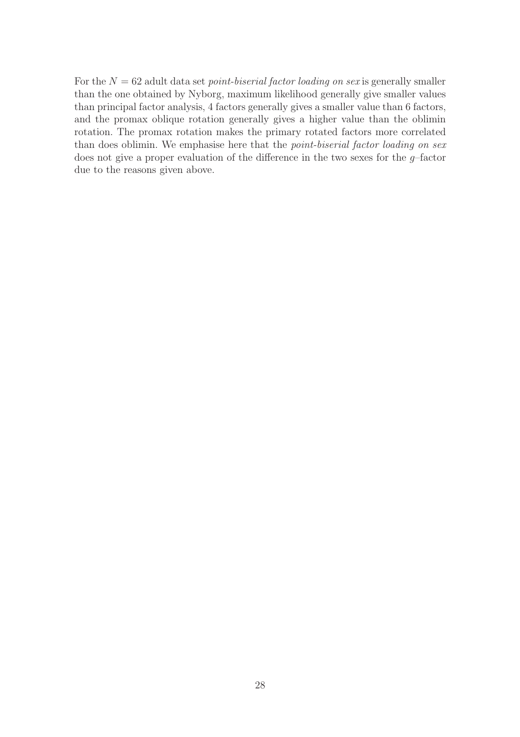For the $N = 62$ adult data set *point-biserial factor loading on sex* is generally smaller than the one obtained by Nyborg, maximum likelihood generally give smaller values than principal factor analysis, 4 factors generally gives a smaller value than 6 factors, and the promax oblique rotation generally gives a higher value than the oblimin rotation. The promax rotation makes the primary rotated factors more correlated than does oblimin. We emphasise here that the *point-biserial factor loading on sex* does not give a proper evaluation of the difference in the two sexes for the $g$–factor due to the reasons given above.